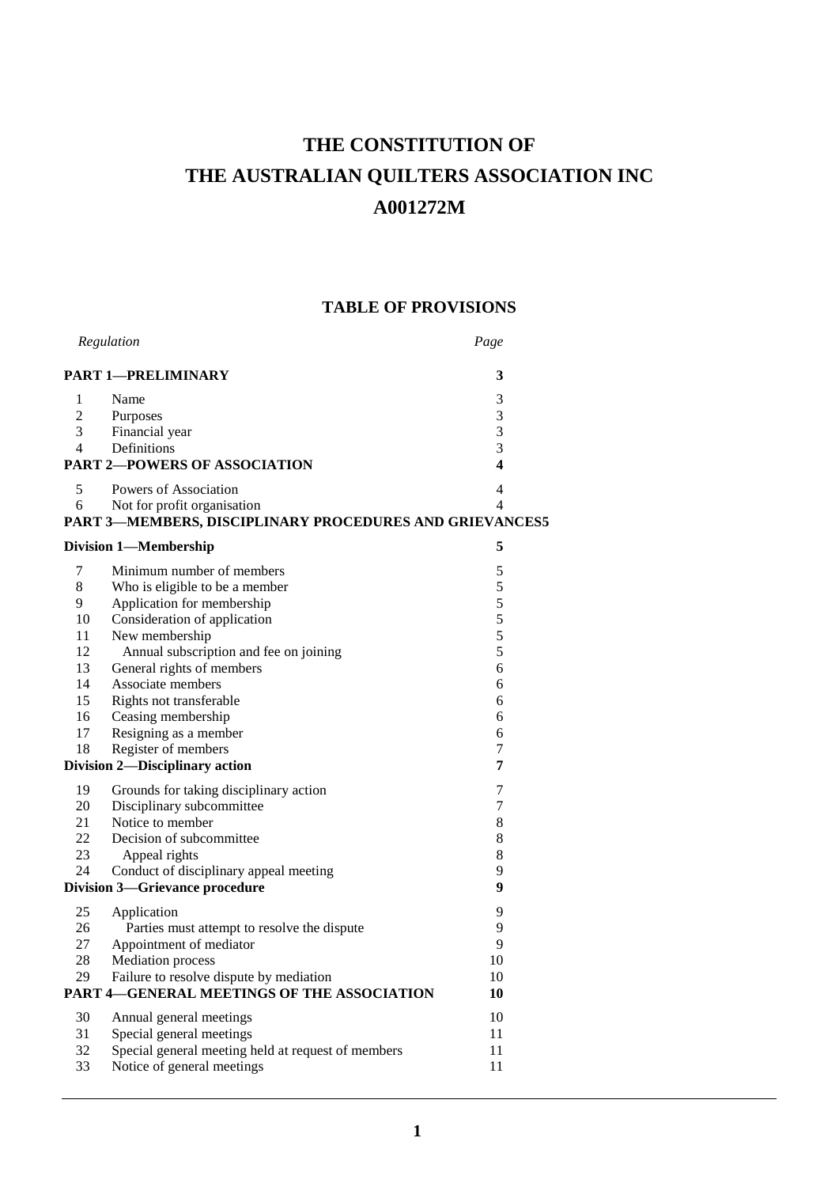# THE CONSTITUTION OF
# THE AUSTRALIAN QUILTERS ASSOCIATION INC
# A001272M

## TABLE OF PROVISIONS

| *Regulation* | | *Page* |
|---|---|---|
| **PART 1—PRELIMINARY** | | **3** |
| 1 | Name | 3 |
| 2 | Purposes | 3 |
| 3 | Financial year | 3 |
| 4 | Definitions | 3 |
| **PART 2—POWERS OF ASSOCIATION** | | **4** |
| 5 | Powers of Association | 4 |
| 6 | Not for profit organisation | 4 |
| **PART 3—MEMBERS, DISCIPLINARY PROCEDURES AND GRIEVANCES** | | **5** |
| **Division 1—Membership** | | **5** |
| 7 | Minimum number of members | 5 |
| 8 | Who is eligible to be a member | 5 |
| 9 | Application for membership | 5 |
| 10 | Consideration of application | 5 |
| 11 | New membership | 5 |
| 12 | Annual subscription and fee on joining | 5 |
| 13 | General rights of members | 6 |
| 14 | Associate members | 6 |
| 15 | Rights not transferable | 6 |
| 16 | Ceasing membership | 6 |
| 17 | Resigning as a member | 6 |
| 18 | Register of members | 7 |
| **Division 2—Disciplinary action** | | **7** |
| 19 | Grounds for taking disciplinary action | 7 |
| 20 | Disciplinary subcommittee | 7 |
| 21 | Notice to member | 8 |
| 22 | Decision of subcommittee | 8 |
| 23 | Appeal rights | 8 |
| 24 | Conduct of disciplinary appeal meeting | 9 |
| **Division 3—Grievance procedure** | | **9** |
| 25 | Application | 9 |
| 26 | Parties must attempt to resolve the dispute | 9 |
| 27 | Appointment of mediator | 9 |
| 28 | Mediation process | 10 |
| 29 | Failure to resolve dispute by mediation | 10 |
| **PART 4—GENERAL MEETINGS OF THE ASSOCIATION** | | **10** |
| 30 | Annual general meetings | 10 |
| 31 | Special general meetings | 11 |
| 32 | Special general meeting held at request of members | 11 |
| 33 | Notice of general meetings | 11 |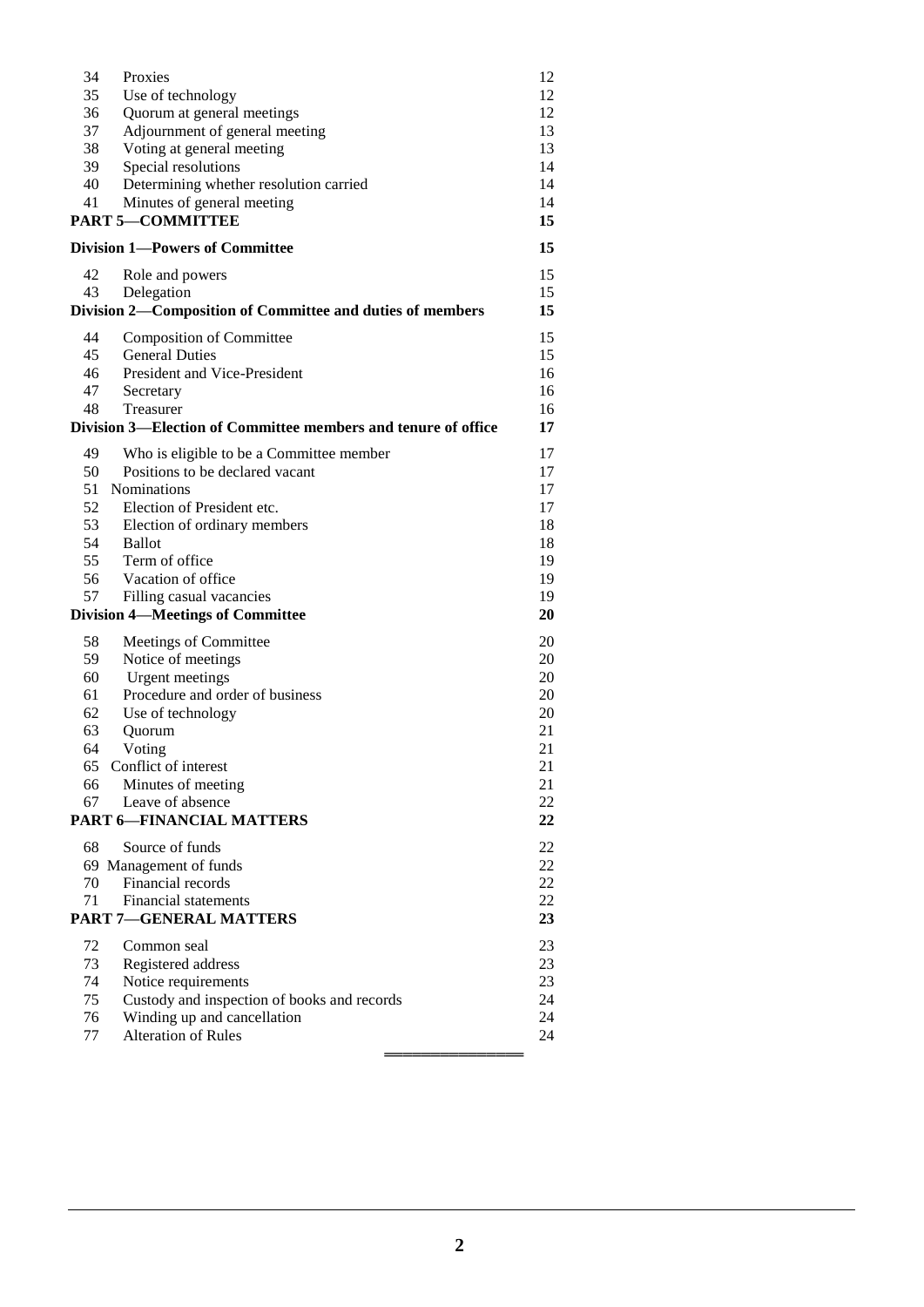| | | |
|---|---|---|
| 34 | Proxies | 12 |
| 35 | Use of technology | 12 |
| 36 | Quorum at general meetings | 12 |
| 37 | Adjournment of general meeting | 13 |
| 38 | Voting at general meeting | 13 |
| 39 | Special resolutions | 14 |
| 40 | Determining whether resolution carried | 14 |
| 41 | Minutes of general meeting | 14 |
| | **PART 5—COMMITTEE** | **15** |
| | **Division 1—Powers of Committee** | **15** |
| 42 | Role and powers | 15 |
| 43 | Delegation | 15 |
| | **Division 2—Composition of Committee and duties of members** | **15** |
| 44 | Composition of Committee | 15 |
| 45 | General Duties | 15 |
| 46 | President and Vice-President | 16 |
| 47 | Secretary | 16 |
| 48 | Treasurer | 16 |
| | **Division 3—Election of Committee members and tenure of office** | **17** |
| 49 | Who is eligible to be a Committee member | 17 |
| 50 | Positions to be declared vacant | 17 |
| 51 | Nominations | 17 |
| 52 | Election of President etc. | 17 |
| 53 | Election of ordinary members | 18 |
| 54 | Ballot | 18 |
| 55 | Term of office | 19 |
| 56 | Vacation of office | 19 |
| 57 | Filling casual vacancies | 19 |
| | **Division 4—Meetings of Committee** | **20** |
| 58 | Meetings of Committee | 20 |
| 59 | Notice of meetings | 20 |
| 60 | Urgent meetings | 20 |
| 61 | Procedure and order of business | 20 |
| 62 | Use of technology | 20 |
| 63 | Quorum | 21 |
| 64 | Voting | 21 |
| 65 | Conflict of interest | 21 |
| 66 | Minutes of meeting | 21 |
| 67 | Leave of absence | 22 |
| | **PART 6—FINANCIAL MATTERS** | **22** |
| 68 | Source of funds | 22 |
| 69 | Management of funds | 22 |
| 70 | Financial records | 22 |
| 71 | Financial statements | 22 |
| | **PART 7—GENERAL MATTERS** | **23** |
| 72 | Common seal | 23 |
| 73 | Registered address | 23 |
| 74 | Notice requirements | 23 |
| 75 | Custody and inspection of books and records | 24 |
| 76 | Winding up and cancellation | 24 |
| 77 | Alteration of Rules | 24 |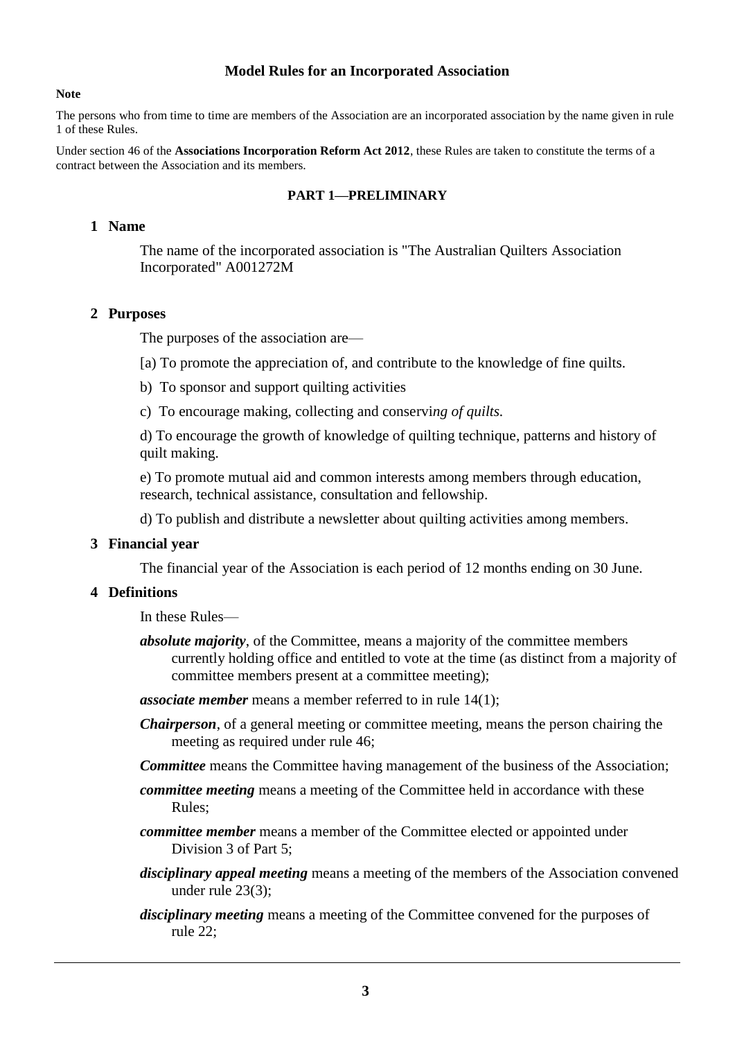# Model Rules for an Incorporated Association

**Note**

The persons who from time to time are members of the Association are an incorporated association by the name given in rule 1 of these Rules.

Under section 46 of the **Associations Incorporation Reform Act 2012**, these Rules are taken to constitute the terms of a contract between the Association and its members.

## PART 1—PRELIMINARY

### 1 Name

The name of the incorporated association is "The Australian Quilters Association Incorporated" A001272M

### 2 Purposes

The purposes of the association are—

[a) To promote the appreciation of, and contribute to the knowledge of fine quilts.

b) To sponsor and support quilting activities

c) To encourage making, collecting and conservi*ng of quilts.*

d) To encourage the growth of knowledge of quilting technique, patterns and history of quilt making.

e) To promote mutual aid and common interests among members through education, research, technical assistance, consultation and fellowship.

d) To publish and distribute a newsletter about quilting activities among members.

### 3 Financial year

The financial year of the Association is each period of 12 months ending on 30 June.

### 4 Definitions

In these Rules—

***absolute majority***, of the Committee, means a majority of the committee members currently holding office and entitled to vote at the time (as distinct from a majority of committee members present at a committee meeting);

***associate member*** means a member referred to in rule 14(1);

***Chairperson***, of a general meeting or committee meeting, means the person chairing the meeting as required under rule 46;

***Committee*** means the Committee having management of the business of the Association;

***committee meeting*** means a meeting of the Committee held in accordance with these Rules;

***committee member*** means a member of the Committee elected or appointed under Division 3 of Part 5;

***disciplinary appeal meeting*** means a meeting of the members of the Association convened under rule 23(3);

***disciplinary meeting*** means a meeting of the Committee convened for the purposes of rule 22;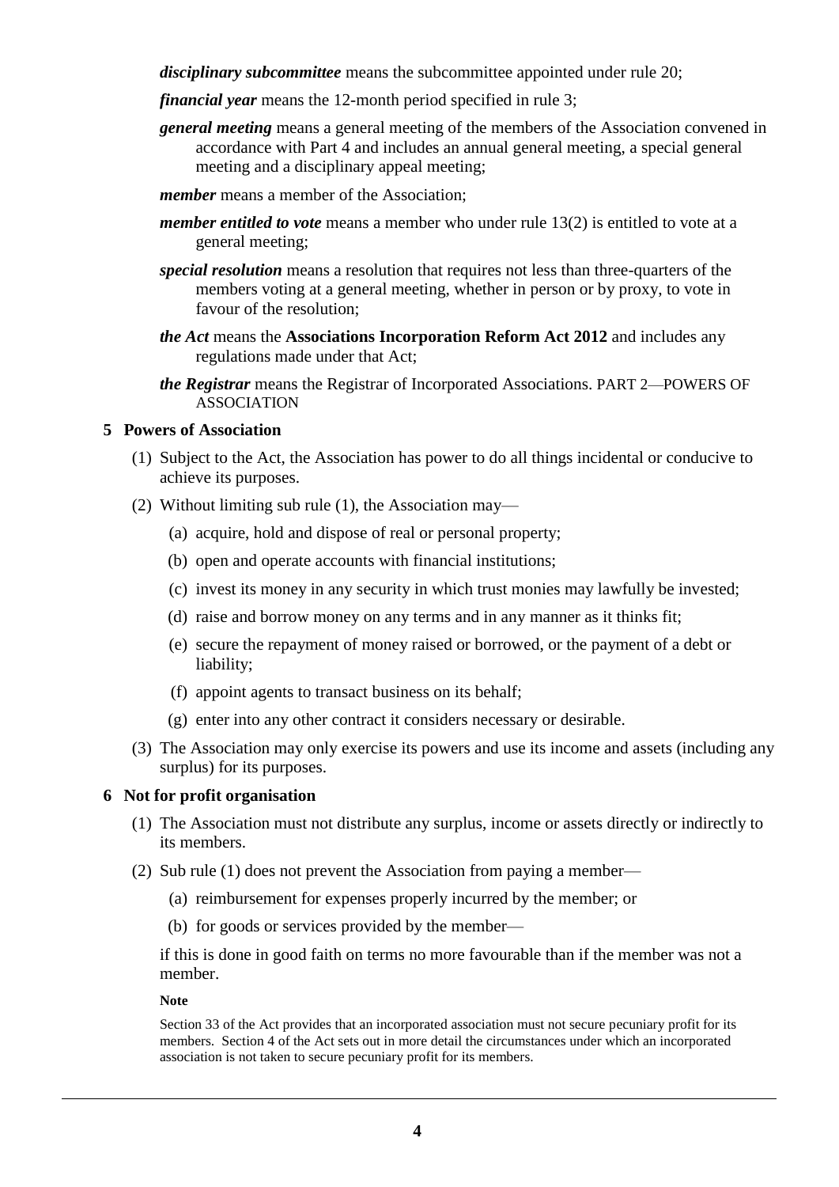***disciplinary subcommittee*** means the subcommittee appointed under rule 20;

***financial year*** means the 12-month period specified in rule 3;

***general meeting*** means a general meeting of the members of the Association convened in accordance with Part 4 and includes an annual general meeting, a special general meeting and a disciplinary appeal meeting;

***member*** means a member of the Association;

***member entitled to vote*** means a member who under rule 13(2) is entitled to vote at a general meeting;

***special resolution*** means a resolution that requires not less than three-quarters of the members voting at a general meeting, whether in person or by proxy, to vote in favour of the resolution;

***the Act*** means the **Associations Incorporation Reform Act 2012** and includes any regulations made under that Act;

***the Registrar*** means the Registrar of Incorporated Associations.

## PART 2—POWERS OF ASSOCIATION

### 5 Powers of Association

(1) Subject to the Act, the Association has power to do all things incidental or conducive to achieve its purposes.

(2) Without limiting sub rule (1), the Association may—

- (a) acquire, hold and dispose of real or personal property;
- (b) open and operate accounts with financial institutions;
- (c) invest its money in any security in which trust monies may lawfully be invested;
- (d) raise and borrow money on any terms and in any manner as it thinks fit;
- (e) secure the repayment of money raised or borrowed, or the payment of a debt or liability;
- (f) appoint agents to transact business on its behalf;
- (g) enter into any other contract it considers necessary or desirable.

(3) The Association may only exercise its powers and use its income and assets (including any surplus) for its purposes.

### 6 Not for profit organisation

(1) The Association must not distribute any surplus, income or assets directly or indirectly to its members.

(2) Sub rule (1) does not prevent the Association from paying a member—

- (a) reimbursement for expenses properly incurred by the member; or
- (b) for goods or services provided by the member—

if this is done in good faith on terms no more favourable than if the member was not a member.

**Note**

Section 33 of the Act provides that an incorporated association must not secure pecuniary profit for its members. Section 4 of the Act sets out in more detail the circumstances under which an incorporated association is not taken to secure pecuniary profit for its members.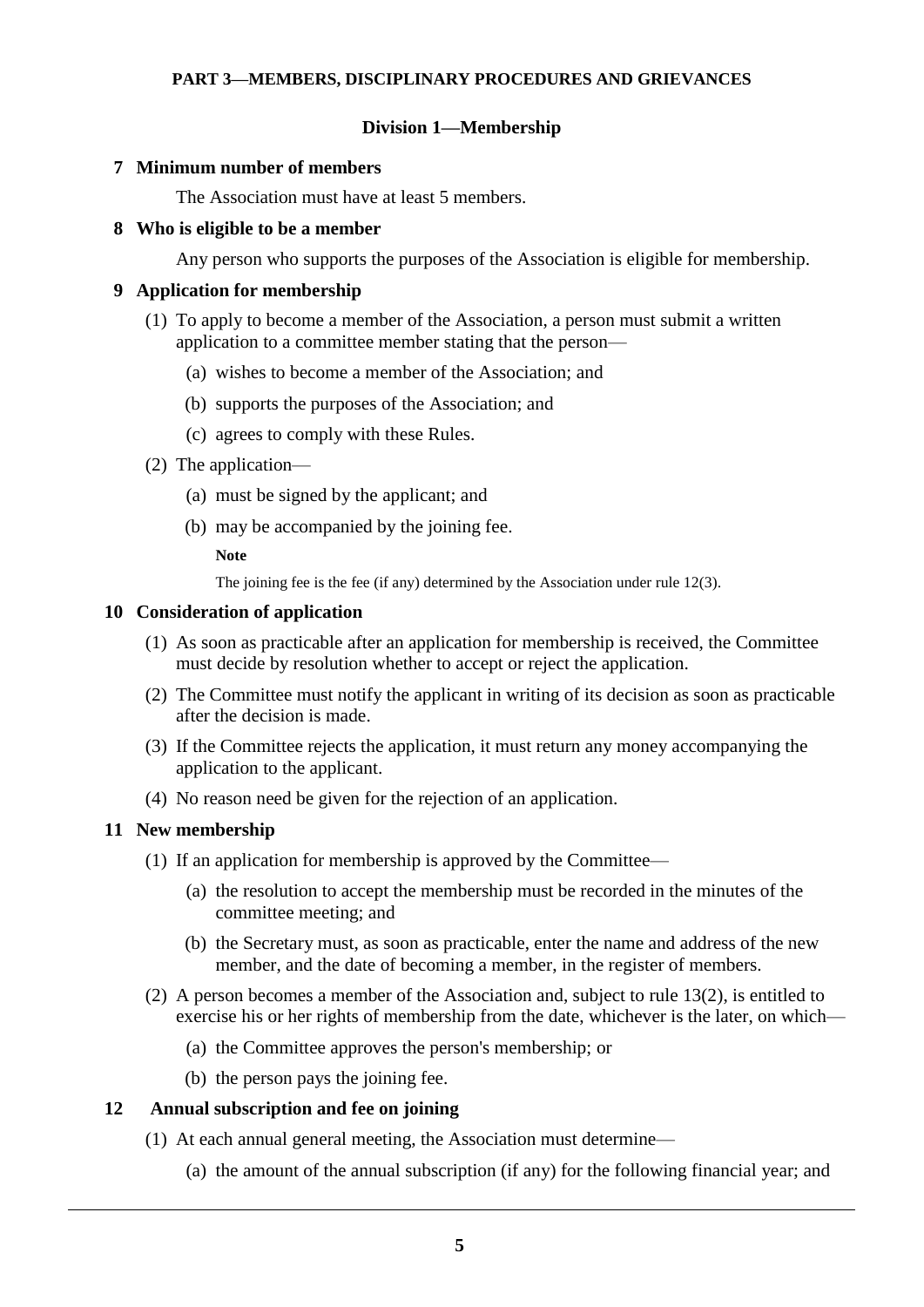## PART 3—MEMBERS, DISCIPLINARY PROCEDURES AND GRIEVANCES

### Division 1—Membership

**7 Minimum number of members**

The Association must have at least 5 members.

**8 Who is eligible to be a member**

Any person who supports the purposes of the Association is eligible for membership.

**9 Application for membership**

(1) To apply to become a member of the Association, a person must submit a written application to a committee member stating that the person—

(a) wishes to become a member of the Association; and

(b) supports the purposes of the Association; and

(c) agrees to comply with these Rules.

(2) The application—

(a) must be signed by the applicant; and

(b) may be accompanied by the joining fee.

**Note**

The joining fee is the fee (if any) determined by the Association under rule 12(3).

**10 Consideration of application**

(1) As soon as practicable after an application for membership is received, the Committee must decide by resolution whether to accept or reject the application.

(2) The Committee must notify the applicant in writing of its decision as soon as practicable after the decision is made.

(3) If the Committee rejects the application, it must return any money accompanying the application to the applicant.

(4) No reason need be given for the rejection of an application.

**11 New membership**

(1) If an application for membership is approved by the Committee—

(a) the resolution to accept the membership must be recorded in the minutes of the committee meeting; and

(b) the Secretary must, as soon as practicable, enter the name and address of the new member, and the date of becoming a member, in the register of members.

(2) A person becomes a member of the Association and, subject to rule 13(2), is entitled to exercise his or her rights of membership from the date, whichever is the later, on which—

(a) the Committee approves the person's membership; or

(b) the person pays the joining fee.

**12 Annual subscription and fee on joining**

(1) At each annual general meeting, the Association must determine—

(a) the amount of the annual subscription (if any) for the following financial year; and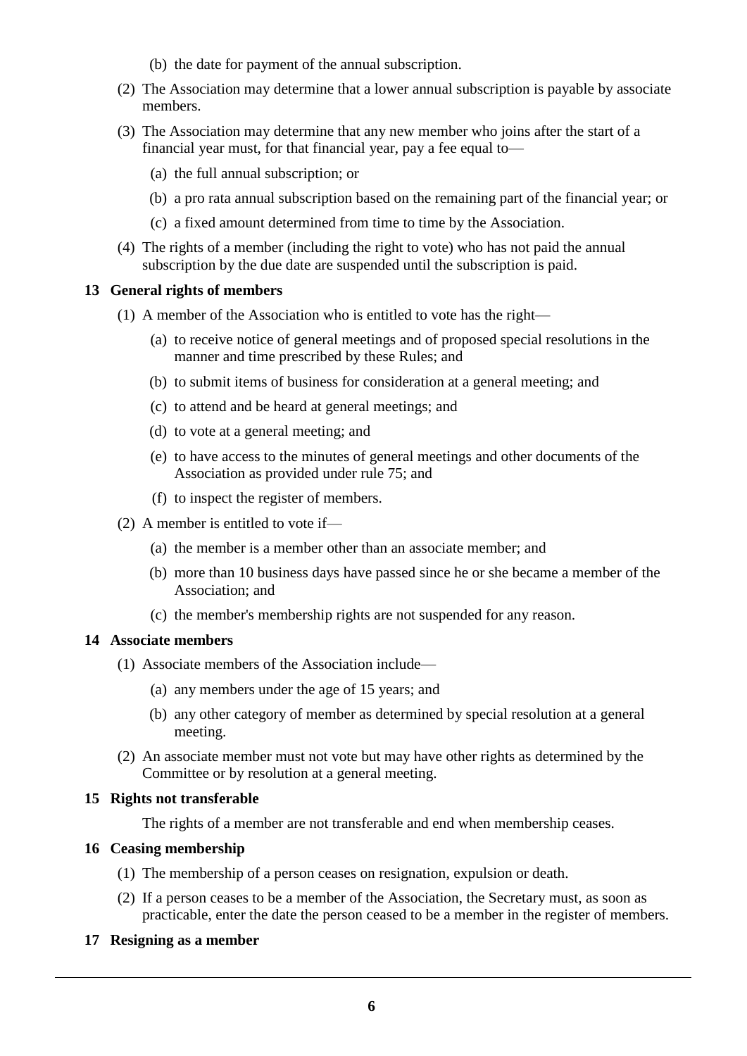(b) the date for payment of the annual subscription.

(2) The Association may determine that a lower annual subscription is payable by associate members.

(3) The Association may determine that any new member who joins after the start of a financial year must, for that financial year, pay a fee equal to—

(a) the full annual subscription; or

(b) a pro rata annual subscription based on the remaining part of the financial year; or

(c) a fixed amount determined from time to time by the Association.

(4) The rights of a member (including the right to vote) who has not paid the annual subscription by the due date are suspended until the subscription is paid.

### 13 General rights of members

(1) A member of the Association who is entitled to vote has the right—

(a) to receive notice of general meetings and of proposed special resolutions in the manner and time prescribed by these Rules; and

(b) to submit items of business for consideration at a general meeting; and

(c) to attend and be heard at general meetings; and

(d) to vote at a general meeting; and

(e) to have access to the minutes of general meetings and other documents of the Association as provided under rule 75; and

(f) to inspect the register of members.

(2) A member is entitled to vote if—

(a) the member is a member other than an associate member; and

(b) more than 10 business days have passed since he or she became a member of the Association; and

(c) the member's membership rights are not suspended for any reason.

### 14 Associate members

(1) Associate members of the Association include—

(a) any members under the age of 15 years; and

(b) any other category of member as determined by special resolution at a general meeting.

(2) An associate member must not vote but may have other rights as determined by the Committee or by resolution at a general meeting.

### 15 Rights not transferable

The rights of a member are not transferable and end when membership ceases.

### 16 Ceasing membership

(1) The membership of a person ceases on resignation, expulsion or death.

(2) If a person ceases to be a member of the Association, the Secretary must, as soon as practicable, enter the date the person ceased to be a member in the register of members.

### 17 Resigning as a member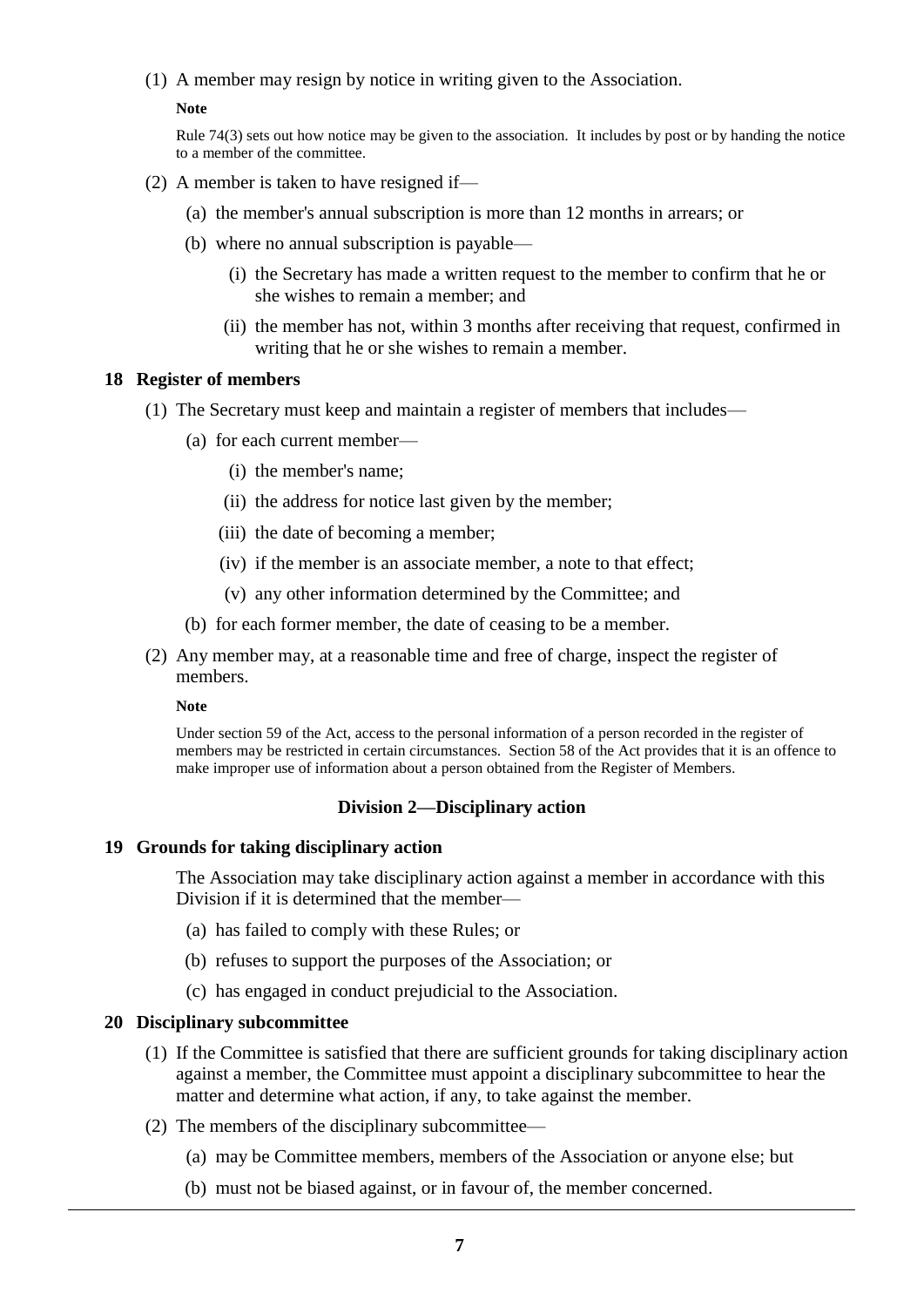(1) A member may resign by notice in writing given to the Association.

**Note**

Rule 74(3) sets out how notice may be given to the association. It includes by post or by handing the notice to a member of the committee.

(2) A member is taken to have resigned if—

(a) the member's annual subscription is more than 12 months in arrears; or

(b) where no annual subscription is payable—

(i) the Secretary has made a written request to the member to confirm that he or she wishes to remain a member; and

(ii) the member has not, within 3 months after receiving that request, confirmed in writing that he or she wishes to remain a member.

### 18 Register of members

(1) The Secretary must keep and maintain a register of members that includes—

(a) for each current member—

(i) the member's name;

(ii) the address for notice last given by the member;

(iii) the date of becoming a member;

(iv) if the member is an associate member, a note to that effect;

(v) any other information determined by the Committee; and

(b) for each former member, the date of ceasing to be a member.

(2) Any member may, at a reasonable time and free of charge, inspect the register of members.

**Note**

Under section 59 of the Act, access to the personal information of a person recorded in the register of members may be restricted in certain circumstances. Section 58 of the Act provides that it is an offence to make improper use of information about a person obtained from the Register of Members.

## Division 2—Disciplinary action

### 19 Grounds for taking disciplinary action

The Association may take disciplinary action against a member in accordance with this Division if it is determined that the member—

(a) has failed to comply with these Rules; or

(b) refuses to support the purposes of the Association; or

(c) has engaged in conduct prejudicial to the Association.

### 20 Disciplinary subcommittee

(1) If the Committee is satisfied that there are sufficient grounds for taking disciplinary action against a member, the Committee must appoint a disciplinary subcommittee to hear the matter and determine what action, if any, to take against the member.

(2) The members of the disciplinary subcommittee—

(a) may be Committee members, members of the Association or anyone else; but

(b) must not be biased against, or in favour of, the member concerned.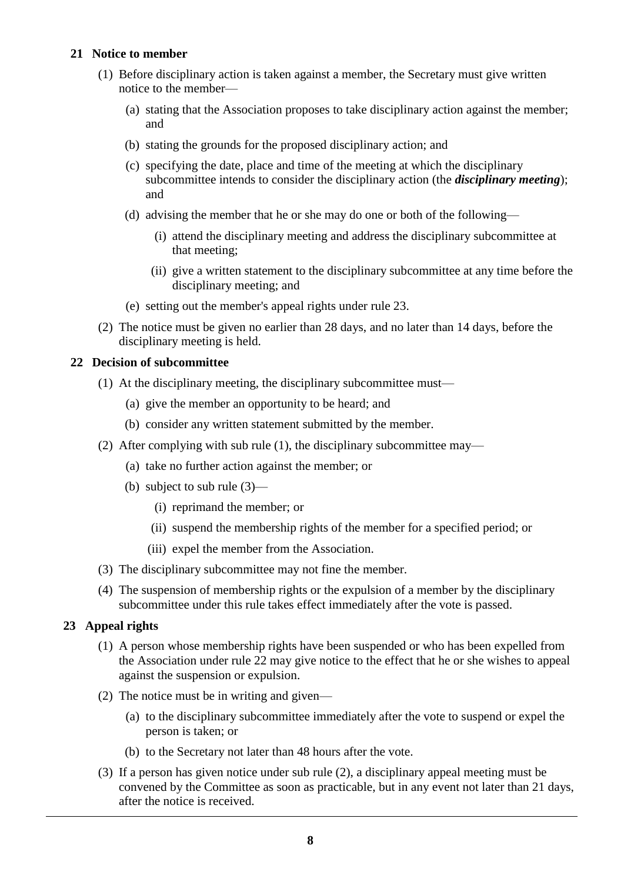### 21 Notice to member

(1) Before disciplinary action is taken against a member, the Secretary must give written notice to the member—

  (a) stating that the Association proposes to take disciplinary action against the member; and

  (b) stating the grounds for the proposed disciplinary action; and

  (c) specifying the date, place and time of the meeting at which the disciplinary subcommittee intends to consider the disciplinary action (the ***disciplinary meeting***); and

  (d) advising the member that he or she may do one or both of the following—

    (i) attend the disciplinary meeting and address the disciplinary subcommittee at that meeting;

    (ii) give a written statement to the disciplinary subcommittee at any time before the disciplinary meeting; and

  (e) setting out the member's appeal rights under rule 23.

(2) The notice must be given no earlier than 28 days, and no later than 14 days, before the disciplinary meeting is held.

### 22 Decision of subcommittee

(1) At the disciplinary meeting, the disciplinary subcommittee must—

  (a) give the member an opportunity to be heard; and

  (b) consider any written statement submitted by the member.

(2) After complying with sub rule (1), the disciplinary subcommittee may—

  (a) take no further action against the member; or

  (b) subject to sub rule (3)—

    (i) reprimand the member; or

    (ii) suspend the membership rights of the member for a specified period; or

    (iii) expel the member from the Association.

(3) The disciplinary subcommittee may not fine the member.

(4) The suspension of membership rights or the expulsion of a member by the disciplinary subcommittee under this rule takes effect immediately after the vote is passed.

### 23 Appeal rights

(1) A person whose membership rights have been suspended or who has been expelled from the Association under rule 22 may give notice to the effect that he or she wishes to appeal against the suspension or expulsion.

(2) The notice must be in writing and given—

  (a) to the disciplinary subcommittee immediately after the vote to suspend or expel the person is taken; or

  (b) to the Secretary not later than 48 hours after the vote.

(3) If a person has given notice under sub rule (2), a disciplinary appeal meeting must be convened by the Committee as soon as practicable, but in any event not later than 21 days, after the notice is received.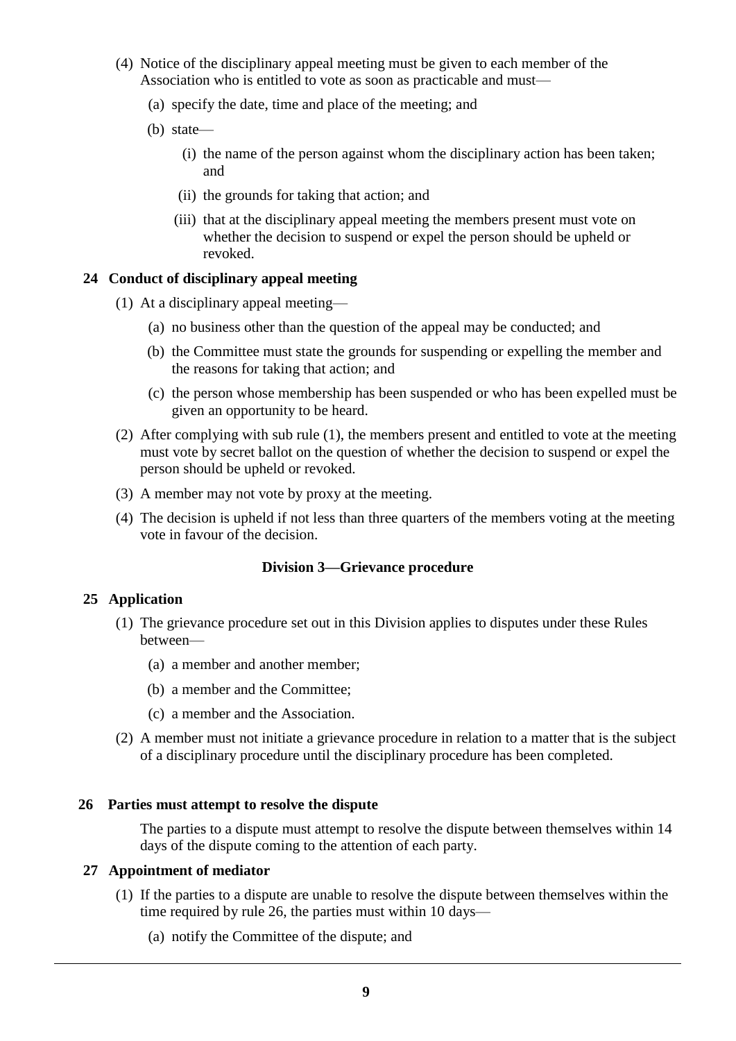(4) Notice of the disciplinary appeal meeting must be given to each member of the Association who is entitled to vote as soon as practicable and must—

(a) specify the date, time and place of the meeting; and

(b) state—

(i) the name of the person against whom the disciplinary action has been taken; and

(ii) the grounds for taking that action; and

(iii) that at the disciplinary appeal meeting the members present must vote on whether the decision to suspend or expel the person should be upheld or revoked.

### 24 Conduct of disciplinary appeal meeting

(1) At a disciplinary appeal meeting—

(a) no business other than the question of the appeal may be conducted; and

(b) the Committee must state the grounds for suspending or expelling the member and the reasons for taking that action; and

(c) the person whose membership has been suspended or who has been expelled must be given an opportunity to be heard.

(2) After complying with sub rule (1), the members present and entitled to vote at the meeting must vote by secret ballot on the question of whether the decision to suspend or expel the person should be upheld or revoked.

(3) A member may not vote by proxy at the meeting.

(4) The decision is upheld if not less than three quarters of the members voting at the meeting vote in favour of the decision.

## Division 3—Grievance procedure

### 25 Application

(1) The grievance procedure set out in this Division applies to disputes under these Rules between—

(a) a member and another member;

(b) a member and the Committee;

(c) a member and the Association.

(2) A member must not initiate a grievance procedure in relation to a matter that is the subject of a disciplinary procedure until the disciplinary procedure has been completed.

### 26 Parties must attempt to resolve the dispute

The parties to a dispute must attempt to resolve the dispute between themselves within 14 days of the dispute coming to the attention of each party.

### 27 Appointment of mediator

(1) If the parties to a dispute are unable to resolve the dispute between themselves within the time required by rule 26, the parties must within 10 days—

(a) notify the Committee of the dispute; and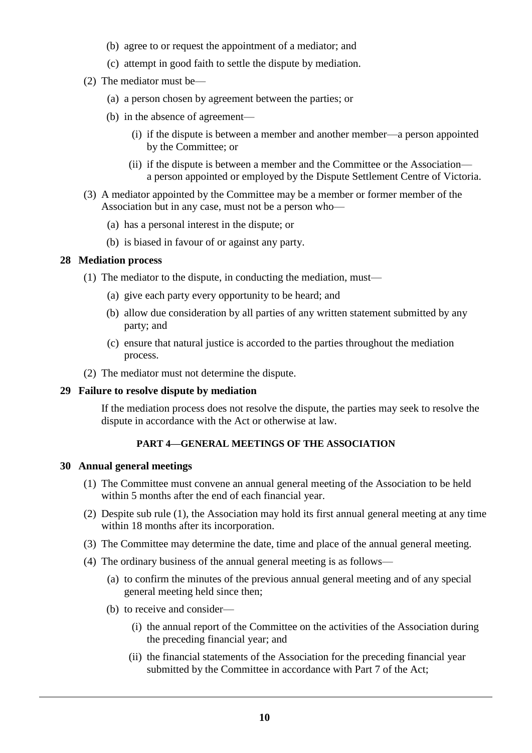(b) agree to or request the appointment of a mediator; and

(c) attempt in good faith to settle the dispute by mediation.

(2) The mediator must be—

(a) a person chosen by agreement between the parties; or

(b) in the absence of agreement—

(i) if the dispute is between a member and another member—a person appointed by the Committee; or

(ii) if the dispute is between a member and the Committee or the Association—a person appointed or employed by the Dispute Settlement Centre of Victoria.

(3) A mediator appointed by the Committee may be a member or former member of the Association but in any case, must not be a person who—

(a) has a personal interest in the dispute; or

(b) is biased in favour of or against any party.

**28 Mediation process**

(1) The mediator to the dispute, in conducting the mediation, must—

(a) give each party every opportunity to be heard; and

(b) allow due consideration by all parties of any written statement submitted by any party; and

(c) ensure that natural justice is accorded to the parties throughout the mediation process.

(2) The mediator must not determine the dispute.

**29 Failure to resolve dispute by mediation**

If the mediation process does not resolve the dispute, the parties may seek to resolve the dispute in accordance with the Act or otherwise at law.

## PART 4—GENERAL MEETINGS OF THE ASSOCIATION

**30 Annual general meetings**

(1) The Committee must convene an annual general meeting of the Association to be held within 5 months after the end of each financial year.

(2) Despite sub rule (1), the Association may hold its first annual general meeting at any time within 18 months after its incorporation.

(3) The Committee may determine the date, time and place of the annual general meeting.

(4) The ordinary business of the annual general meeting is as follows—

(a) to confirm the minutes of the previous annual general meeting and of any special general meeting held since then;

(b) to receive and consider—

(i) the annual report of the Committee on the activities of the Association during the preceding financial year; and

(ii) the financial statements of the Association for the preceding financial year submitted by the Committee in accordance with Part 7 of the Act;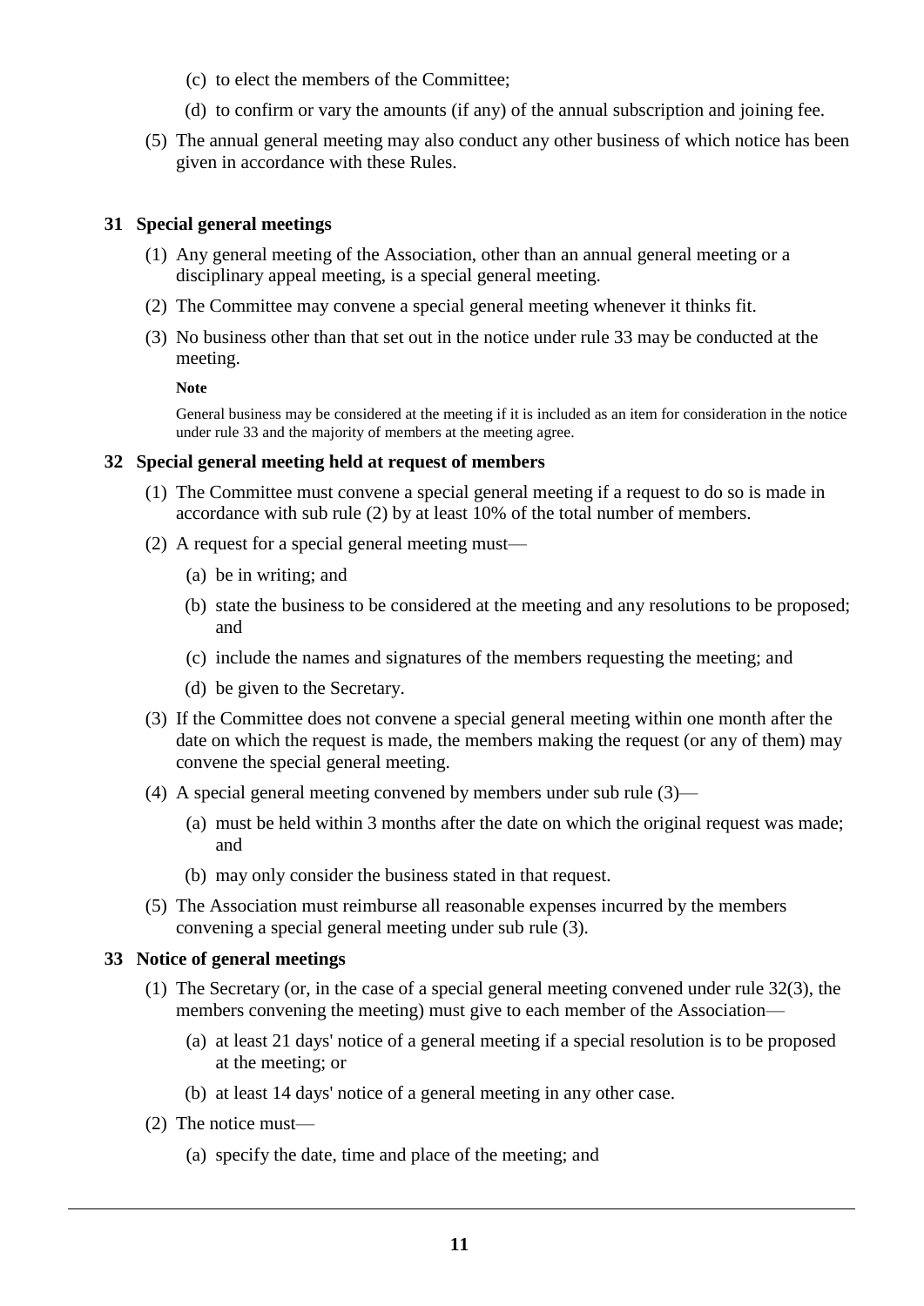(c) to elect the members of the Committee;

(d) to confirm or vary the amounts (if any) of the annual subscription and joining fee.

(5) The annual general meeting may also conduct any other business of which notice has been given in accordance with these Rules.

### 31 Special general meetings

(1) Any general meeting of the Association, other than an annual general meeting or a disciplinary appeal meeting, is a special general meeting.

(2) The Committee may convene a special general meeting whenever it thinks fit.

(3) No business other than that set out in the notice under rule 33 may be conducted at the meeting.

**Note**

General business may be considered at the meeting if it is included as an item for consideration in the notice under rule 33 and the majority of members at the meeting agree.

### 32 Special general meeting held at request of members

(1) The Committee must convene a special general meeting if a request to do so is made in accordance with sub rule (2) by at least 10% of the total number of members.

(2) A request for a special general meeting must—

(a) be in writing; and

(b) state the business to be considered at the meeting and any resolutions to be proposed; and

(c) include the names and signatures of the members requesting the meeting; and

(d) be given to the Secretary.

(3) If the Committee does not convene a special general meeting within one month after the date on which the request is made, the members making the request (or any of them) may convene the special general meeting.

(4) A special general meeting convened by members under sub rule (3)—

(a) must be held within 3 months after the date on which the original request was made; and

(b) may only consider the business stated in that request.

(5) The Association must reimburse all reasonable expenses incurred by the members convening a special general meeting under sub rule (3).

### 33 Notice of general meetings

(1) The Secretary (or, in the case of a special general meeting convened under rule 32(3), the members convening the meeting) must give to each member of the Association—

(a) at least 21 days' notice of a general meeting if a special resolution is to be proposed at the meeting; or

(b) at least 14 days' notice of a general meeting in any other case.

(2) The notice must—

(a) specify the date, time and place of the meeting; and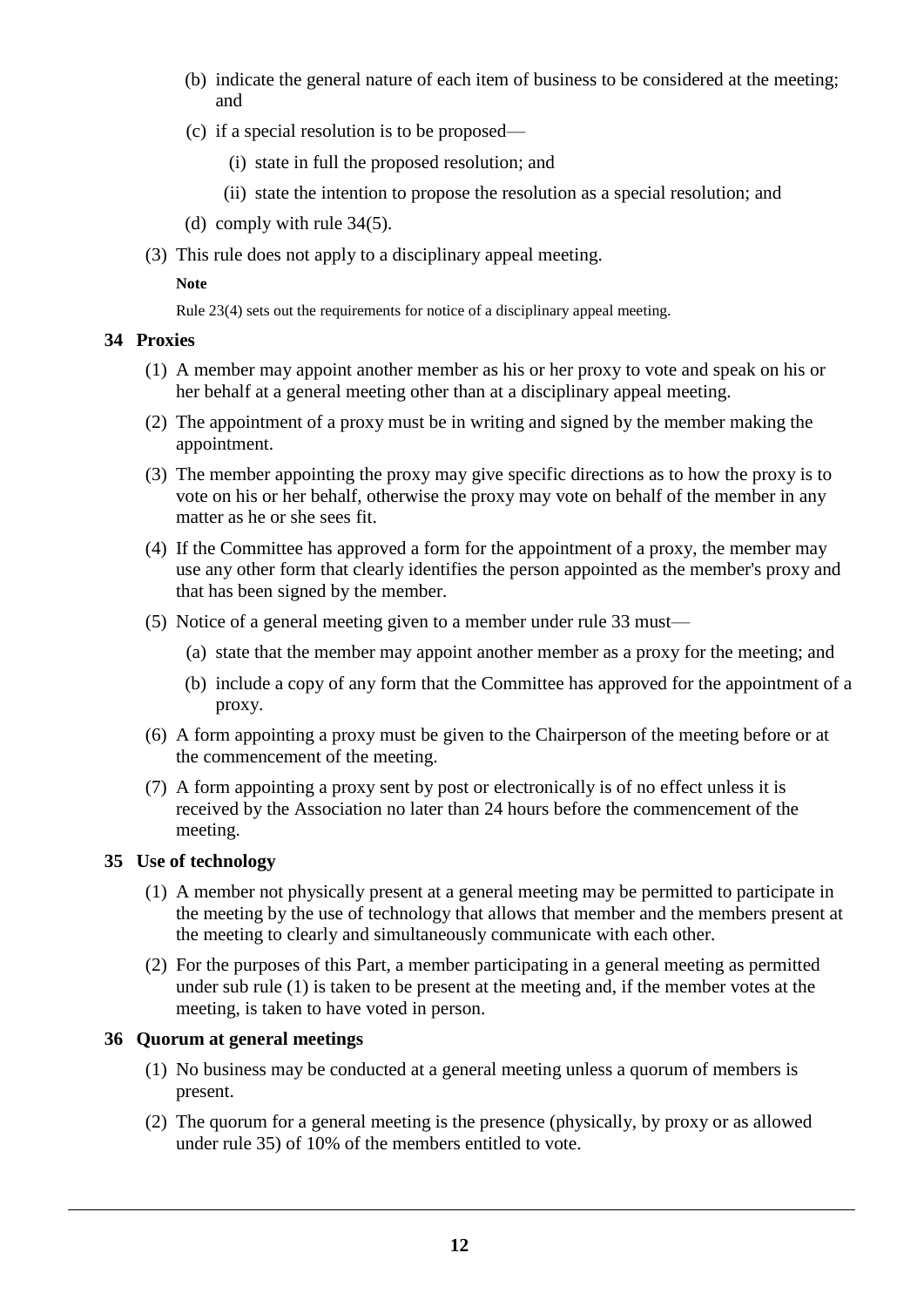(b) indicate the general nature of each item of business to be considered at the meeting; and

(c) if a special resolution is to be proposed—

(i) state in full the proposed resolution; and

(ii) state the intention to propose the resolution as a special resolution; and

(d) comply with rule 34(5).

(3) This rule does not apply to a disciplinary appeal meeting.

**Note**

Rule 23(4) sets out the requirements for notice of a disciplinary appeal meeting.

### 34 Proxies

(1) A member may appoint another member as his or her proxy to vote and speak on his or her behalf at a general meeting other than at a disciplinary appeal meeting.

(2) The appointment of a proxy must be in writing and signed by the member making the appointment.

(3) The member appointing the proxy may give specific directions as to how the proxy is to vote on his or her behalf, otherwise the proxy may vote on behalf of the member in any matter as he or she sees fit.

(4) If the Committee has approved a form for the appointment of a proxy, the member may use any other form that clearly identifies the person appointed as the member's proxy and that has been signed by the member.

(5) Notice of a general meeting given to a member under rule 33 must—

(a) state that the member may appoint another member as a proxy for the meeting; and

(b) include a copy of any form that the Committee has approved for the appointment of a proxy.

(6) A form appointing a proxy must be given to the Chairperson of the meeting before or at the commencement of the meeting.

(7) A form appointing a proxy sent by post or electronically is of no effect unless it is received by the Association no later than 24 hours before the commencement of the meeting.

### 35 Use of technology

(1) A member not physically present at a general meeting may be permitted to participate in the meeting by the use of technology that allows that member and the members present at the meeting to clearly and simultaneously communicate with each other.

(2) For the purposes of this Part, a member participating in a general meeting as permitted under sub rule (1) is taken to be present at the meeting and, if the member votes at the meeting, is taken to have voted in person.

### 36 Quorum at general meetings

(1) No business may be conducted at a general meeting unless a quorum of members is present.

(2) The quorum for a general meeting is the presence (physically, by proxy or as allowed under rule 35) of 10% of the members entitled to vote.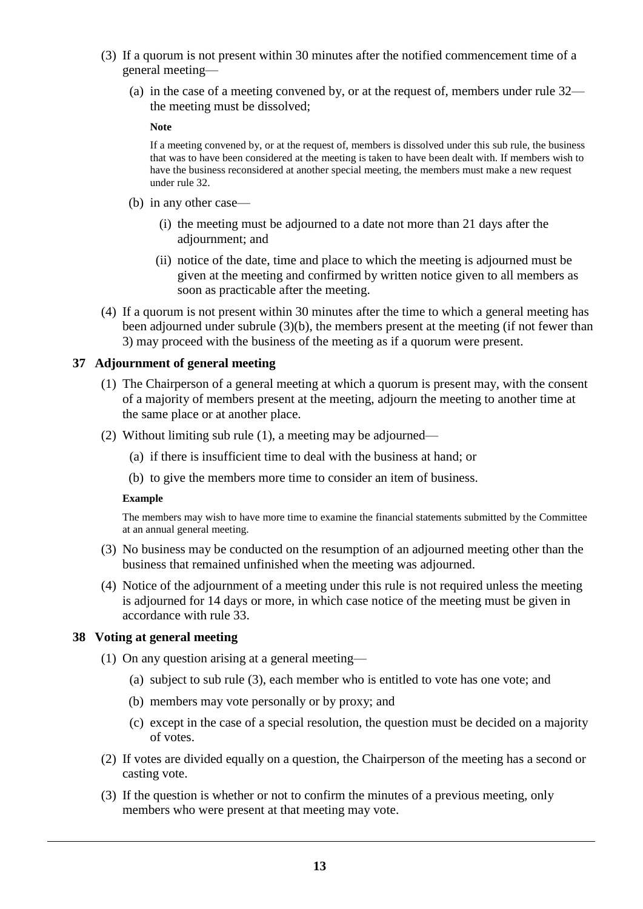(3) If a quorum is not present within 30 minutes after the notified commencement time of a general meeting—

(a) in the case of a meeting convened by, or at the request of, members under rule 32—the meeting must be dissolved;

**Note**

If a meeting convened by, or at the request of, members is dissolved under this sub rule, the business that was to have been considered at the meeting is taken to have been dealt with. If members wish to have the business reconsidered at another special meeting, the members must make a new request under rule 32.

(b) in any other case—

(i) the meeting must be adjourned to a date not more than 21 days after the adjournment; and

(ii) notice of the date, time and place to which the meeting is adjourned must be given at the meeting and confirmed by written notice given to all members as soon as practicable after the meeting.

(4) If a quorum is not present within 30 minutes after the time to which a general meeting has been adjourned under subrule (3)(b), the members present at the meeting (if not fewer than 3) may proceed with the business of the meeting as if a quorum were present.

### 37 Adjournment of general meeting

(1) The Chairperson of a general meeting at which a quorum is present may, with the consent of a majority of members present at the meeting, adjourn the meeting to another time at the same place or at another place.

(2) Without limiting sub rule (1), a meeting may be adjourned—

(a) if there is insufficient time to deal with the business at hand; or

(b) to give the members more time to consider an item of business.

**Example**

The members may wish to have more time to examine the financial statements submitted by the Committee at an annual general meeting.

(3) No business may be conducted on the resumption of an adjourned meeting other than the business that remained unfinished when the meeting was adjourned.

(4) Notice of the adjournment of a meeting under this rule is not required unless the meeting is adjourned for 14 days or more, in which case notice of the meeting must be given in accordance with rule 33.

### 38 Voting at general meeting

(1) On any question arising at a general meeting—

(a) subject to sub rule (3), each member who is entitled to vote has one vote; and

(b) members may vote personally or by proxy; and

(c) except in the case of a special resolution, the question must be decided on a majority of votes.

(2) If votes are divided equally on a question, the Chairperson of the meeting has a second or casting vote.

(3) If the question is whether or not to confirm the minutes of a previous meeting, only members who were present at that meeting may vote.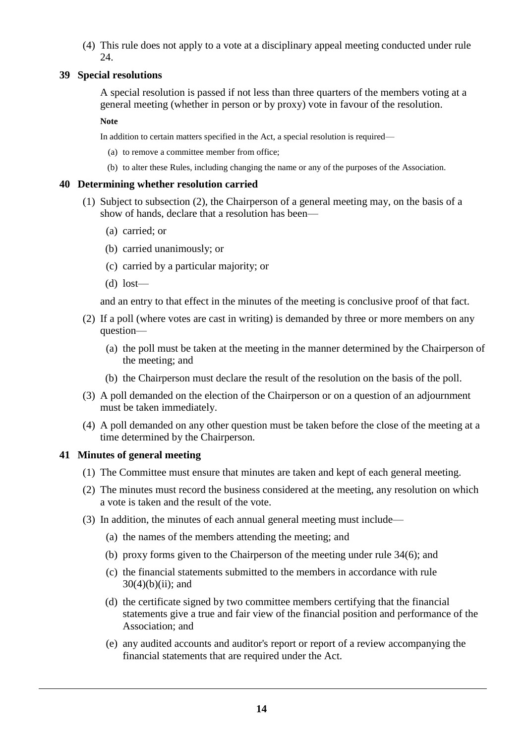(4) This rule does not apply to a vote at a disciplinary appeal meeting conducted under rule 24.

### 39 Special resolutions

A special resolution is passed if not less than three quarters of the members voting at a general meeting (whether in person or by proxy) vote in favour of the resolution.

**Note**

In addition to certain matters specified in the Act, a special resolution is required—

(a) to remove a committee member from office;

(b) to alter these Rules, including changing the name or any of the purposes of the Association.

### 40 Determining whether resolution carried

(1) Subject to subsection (2), the Chairperson of a general meeting may, on the basis of a show of hands, declare that a resolution has been—

(a) carried; or

(b) carried unanimously; or

(c) carried by a particular majority; or

(d) lost—

and an entry to that effect in the minutes of the meeting is conclusive proof of that fact.

(2) If a poll (where votes are cast in writing) is demanded by three or more members on any question—

(a) the poll must be taken at the meeting in the manner determined by the Chairperson of the meeting; and

(b) the Chairperson must declare the result of the resolution on the basis of the poll.

(3) A poll demanded on the election of the Chairperson or on a question of an adjournment must be taken immediately.

(4) A poll demanded on any other question must be taken before the close of the meeting at a time determined by the Chairperson.

### 41 Minutes of general meeting

(1) The Committee must ensure that minutes are taken and kept of each general meeting.

(2) The minutes must record the business considered at the meeting, any resolution on which a vote is taken and the result of the vote.

(3) In addition, the minutes of each annual general meeting must include—

(a) the names of the members attending the meeting; and

(b) proxy forms given to the Chairperson of the meeting under rule 34(6); and

(c) the financial statements submitted to the members in accordance with rule 30(4)(b)(ii); and

(d) the certificate signed by two committee members certifying that the financial statements give a true and fair view of the financial position and performance of the Association; and

(e) any audited accounts and auditor's report or report of a review accompanying the financial statements that are required under the Act.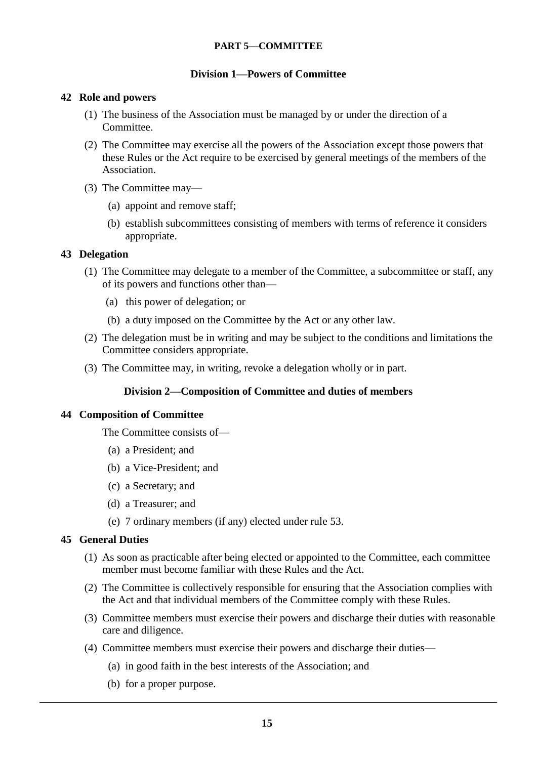## PART 5—COMMITTEE

### Division 1—Powers of Committee

**42 Role and powers**

(1) The business of the Association must be managed by or under the direction of a Committee.

(2) The Committee may exercise all the powers of the Association except those powers that these Rules or the Act require to be exercised by general meetings of the members of the Association.

(3) The Committee may—

- (a) appoint and remove staff;
- (b) establish subcommittees consisting of members with terms of reference it considers appropriate.

**43 Delegation**

(1) The Committee may delegate to a member of the Committee, a subcommittee or staff, any of its powers and functions other than—

- (a) this power of delegation; or
- (b) a duty imposed on the Committee by the Act or any other law.

(2) The delegation must be in writing and may be subject to the conditions and limitations the Committee considers appropriate.

(3) The Committee may, in writing, revoke a delegation wholly or in part.

### Division 2—Composition of Committee and duties of members

**44 Composition of Committee**

The Committee consists of—

- (a) a President; and
- (b) a Vice-President; and
- (c) a Secretary; and
- (d) a Treasurer; and
- (e) 7 ordinary members (if any) elected under rule 53.

**45 General Duties**

(1) As soon as practicable after being elected or appointed to the Committee, each committee member must become familiar with these Rules and the Act.

(2) The Committee is collectively responsible for ensuring that the Association complies with the Act and that individual members of the Committee comply with these Rules.

(3) Committee members must exercise their powers and discharge their duties with reasonable care and diligence.

(4) Committee members must exercise their powers and discharge their duties—

- (a) in good faith in the best interests of the Association; and
- (b) for a proper purpose.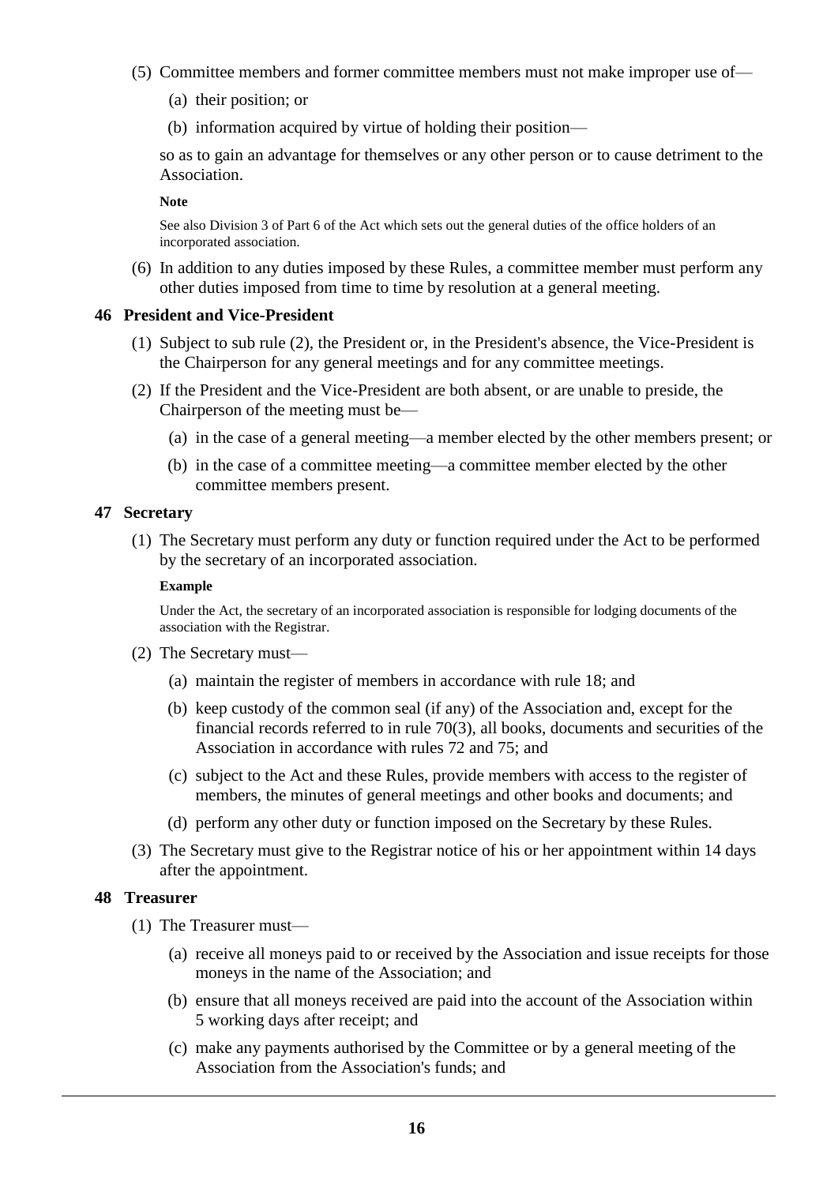(5) Committee members and former committee members must not make improper use of—

  (a) their position; or

  (b) information acquired by virtue of holding their position—

  so as to gain an advantage for themselves or any other person or to cause detriment to the Association.

  **Note**

  See also Division 3 of Part 6 of the Act which sets out the general duties of the office holders of an incorporated association.

(6) In addition to any duties imposed by these Rules, a committee member must perform any other duties imposed from time to time by resolution at a general meeting.

### 46 President and Vice-President

(1) Subject to sub rule (2), the President or, in the President's absence, the Vice-President is the Chairperson for any general meetings and for any committee meetings.

(2) If the President and the Vice-President are both absent, or are unable to preside, the Chairperson of the meeting must be—

  (a) in the case of a general meeting—a member elected by the other members present; or

  (b) in the case of a committee meeting—a committee member elected by the other committee members present.

### 47 Secretary

(1) The Secretary must perform any duty or function required under the Act to be performed by the secretary of an incorporated association.

  **Example**

  Under the Act, the secretary of an incorporated association is responsible for lodging documents of the association with the Registrar.

(2) The Secretary must—

  (a) maintain the register of members in accordance with rule 18; and

  (b) keep custody of the common seal (if any) of the Association and, except for the financial records referred to in rule 70(3), all books, documents and securities of the Association in accordance with rules 72 and 75; and

  (c) subject to the Act and these Rules, provide members with access to the register of members, the minutes of general meetings and other books and documents; and

  (d) perform any other duty or function imposed on the Secretary by these Rules.

(3) The Secretary must give to the Registrar notice of his or her appointment within 14 days after the appointment.

### 48 Treasurer

(1) The Treasurer must—

  (a) receive all moneys paid to or received by the Association and issue receipts for those moneys in the name of the Association; and

  (b) ensure that all moneys received are paid into the account of the Association within 5 working days after receipt; and

  (c) make any payments authorised by the Committee or by a general meeting of the Association from the Association's funds; and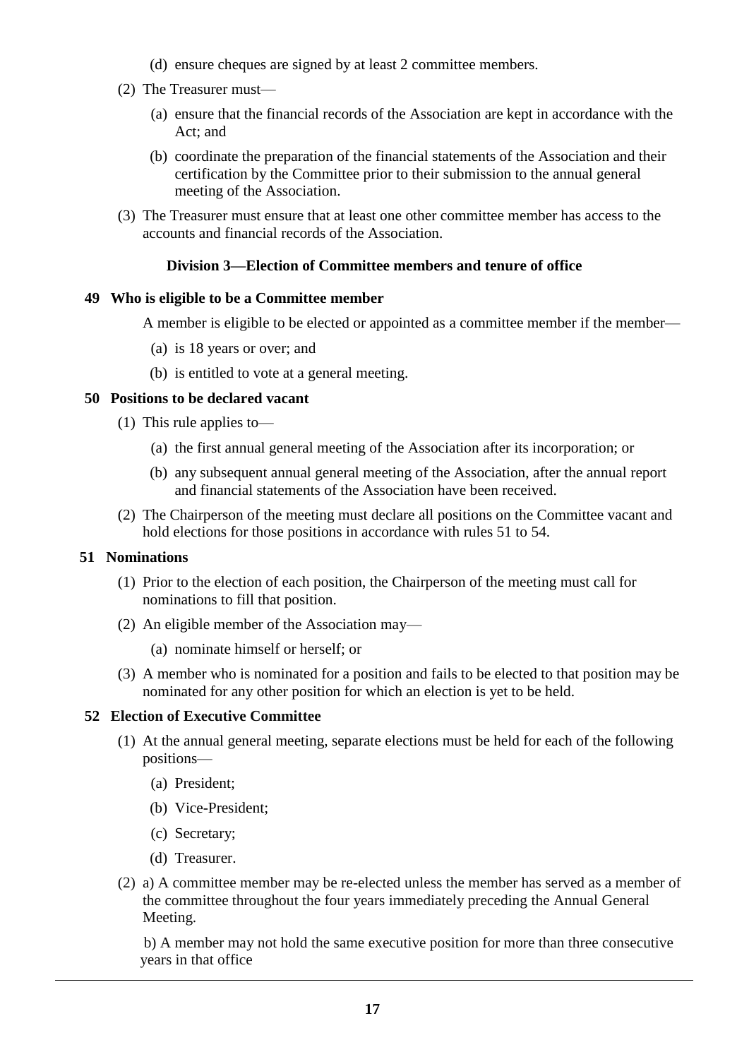(d) ensure cheques are signed by at least 2 committee members.

(2) The Treasurer must—

(a) ensure that the financial records of the Association are kept in accordance with the Act; and

(b) coordinate the preparation of the financial statements of the Association and their certification by the Committee prior to their submission to the annual general meeting of the Association.

(3) The Treasurer must ensure that at least one other committee member has access to the accounts and financial records of the Association.

### Division 3—Election of Committee members and tenure of office

**49 Who is eligible to be a Committee member**

A member is eligible to be elected or appointed as a committee member if the member—

(a) is 18 years or over; and

(b) is entitled to vote at a general meeting.

**50 Positions to be declared vacant**

(1) This rule applies to—

(a) the first annual general meeting of the Association after its incorporation; or

(b) any subsequent annual general meeting of the Association, after the annual report and financial statements of the Association have been received.

(2) The Chairperson of the meeting must declare all positions on the Committee vacant and hold elections for those positions in accordance with rules 51 to 54.

**51 Nominations**

(1) Prior to the election of each position, the Chairperson of the meeting must call for nominations to fill that position.

(2) An eligible member of the Association may—

(a) nominate himself or herself; or

(3) A member who is nominated for a position and fails to be elected to that position may be nominated for any other position for which an election is yet to be held.

**52 Election of Executive Committee**

(1) At the annual general meeting, separate elections must be held for each of the following positions—

(a) President;

(b) Vice-President;

(c) Secretary;

(d) Treasurer.

(2) a) A committee member may be re-elected unless the member has served as a member of the committee throughout the four years immediately preceding the Annual General Meeting.

b) A member may not hold the same executive position for more than three consecutive years in that office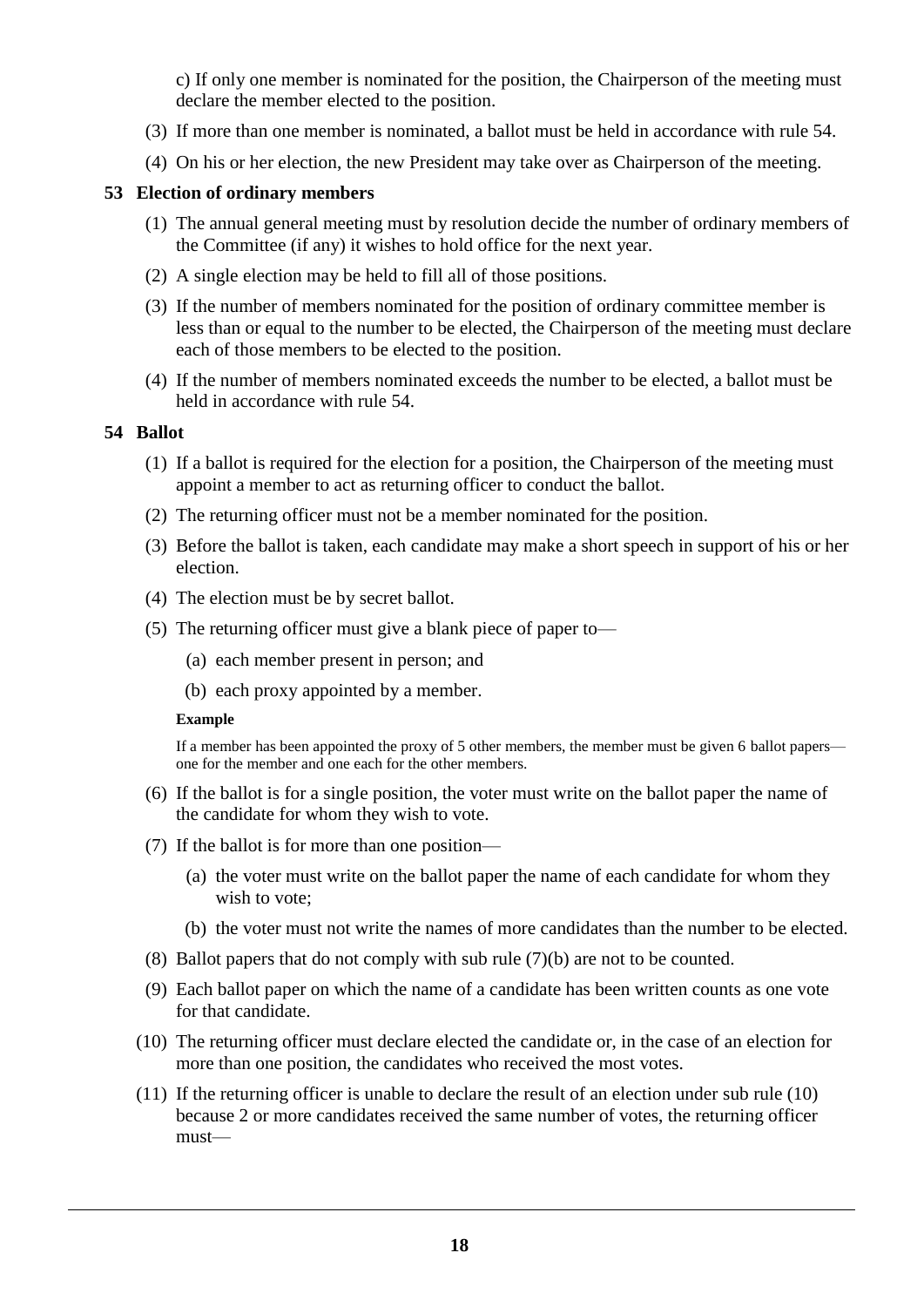c) If only one member is nominated for the position, the Chairperson of the meeting must declare the member elected to the position.

(3) If more than one member is nominated, a ballot must be held in accordance with rule 54.

(4) On his or her election, the new President may take over as Chairperson of the meeting.

### 53 Election of ordinary members

(1) The annual general meeting must by resolution decide the number of ordinary members of the Committee (if any) it wishes to hold office for the next year.

(2) A single election may be held to fill all of those positions.

(3) If the number of members nominated for the position of ordinary committee member is less than or equal to the number to be elected, the Chairperson of the meeting must declare each of those members to be elected to the position.

(4) If the number of members nominated exceeds the number to be elected, a ballot must be held in accordance with rule 54.

### 54 Ballot

(1) If a ballot is required for the election for a position, the Chairperson of the meeting must appoint a member to act as returning officer to conduct the ballot.

(2) The returning officer must not be a member nominated for the position.

(3) Before the ballot is taken, each candidate may make a short speech in support of his or her election.

(4) The election must be by secret ballot.

(5) The returning officer must give a blank piece of paper to—

  (a) each member present in person; and

  (b) each proxy appointed by a member.

**Example**

If a member has been appointed the proxy of 5 other members, the member must be given 6 ballot papers—one for the member and one each for the other members.

(6) If the ballot is for a single position, the voter must write on the ballot paper the name of the candidate for whom they wish to vote.

(7) If the ballot is for more than one position—

  (a) the voter must write on the ballot paper the name of each candidate for whom they wish to vote;

  (b) the voter must not write the names of more candidates than the number to be elected.

(8) Ballot papers that do not comply with sub rule (7)(b) are not to be counted.

(9) Each ballot paper on which the name of a candidate has been written counts as one vote for that candidate.

(10) The returning officer must declare elected the candidate or, in the case of an election for more than one position, the candidates who received the most votes.

(11) If the returning officer is unable to declare the result of an election under sub rule (10) because 2 or more candidates received the same number of votes, the returning officer must—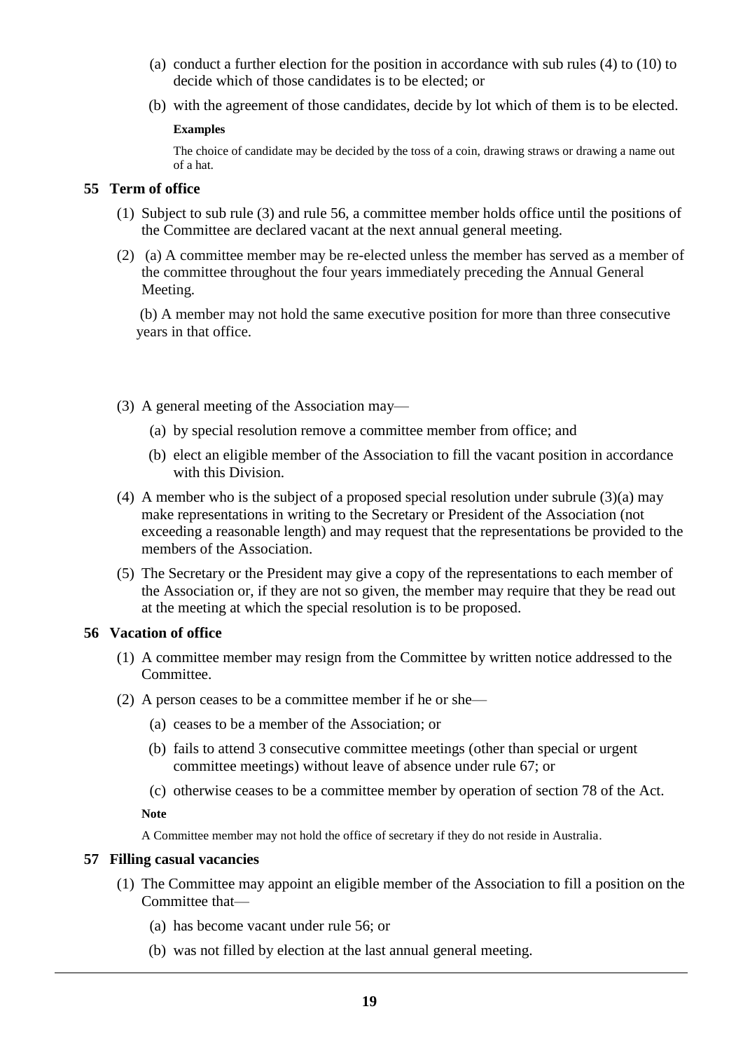(a) conduct a further election for the position in accordance with sub rules (4) to (10) to decide which of those candidates is to be elected; or

(b) with the agreement of those candidates, decide by lot which of them is to be elected.

**Examples**

The choice of candidate may be decided by the toss of a coin, drawing straws or drawing a name out of a hat.

### 55 Term of office

(1) Subject to sub rule (3) and rule 56, a committee member holds office until the positions of the Committee are declared vacant at the next annual general meeting.

(2) (a) A committee member may be re-elected unless the member has served as a member of the committee throughout the four years immediately preceding the Annual General Meeting.

(b) A member may not hold the same executive position for more than three consecutive years in that office.

(3) A general meeting of the Association may—

(a) by special resolution remove a committee member from office; and

(b) elect an eligible member of the Association to fill the vacant position in accordance with this Division.

(4) A member who is the subject of a proposed special resolution under subrule (3)(a) may make representations in writing to the Secretary or President of the Association (not exceeding a reasonable length) and may request that the representations be provided to the members of the Association.

(5) The Secretary or the President may give a copy of the representations to each member of the Association or, if they are not so given, the member may require that they be read out at the meeting at which the special resolution is to be proposed.

### 56 Vacation of office

(1) A committee member may resign from the Committee by written notice addressed to the Committee.

(2) A person ceases to be a committee member if he or she—

(a) ceases to be a member of the Association; or

(b) fails to attend 3 consecutive committee meetings (other than special or urgent committee meetings) without leave of absence under rule 67; or

(c) otherwise ceases to be a committee member by operation of section 78 of the Act.

**Note**

A Committee member may not hold the office of secretary if they do not reside in Australia.

### 57 Filling casual vacancies

(1) The Committee may appoint an eligible member of the Association to fill a position on the Committee that—

(a) has become vacant under rule 56; or

(b) was not filled by election at the last annual general meeting.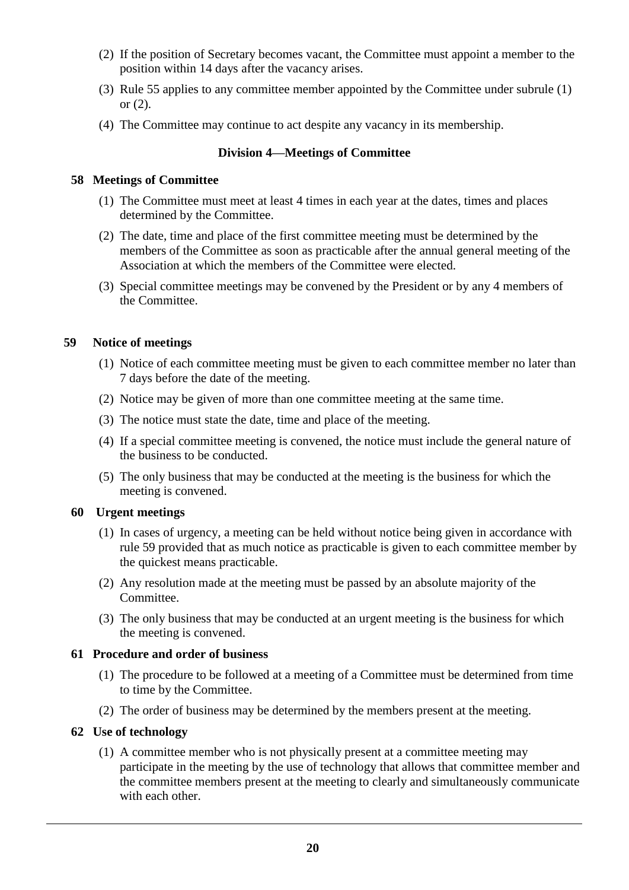(2) If the position of Secretary becomes vacant, the Committee must appoint a member to the position within 14 days after the vacancy arises.

(3) Rule 55 applies to any committee member appointed by the Committee under subrule (1) or (2).

(4) The Committee may continue to act despite any vacancy in its membership.

### Division 4—Meetings of Committee

#### 58 Meetings of Committee

(1) The Committee must meet at least 4 times in each year at the dates, times and places determined by the Committee.

(2) The date, time and place of the first committee meeting must be determined by the members of the Committee as soon as practicable after the annual general meeting of the Association at which the members of the Committee were elected.

(3) Special committee meetings may be convened by the President or by any 4 members of the Committee.

#### 59 Notice of meetings

(1) Notice of each committee meeting must be given to each committee member no later than 7 days before the date of the meeting.

(2) Notice may be given of more than one committee meeting at the same time.

(3) The notice must state the date, time and place of the meeting.

(4) If a special committee meeting is convened, the notice must include the general nature of the business to be conducted.

(5) The only business that may be conducted at the meeting is the business for which the meeting is convened.

#### 60 Urgent meetings

(1) In cases of urgency, a meeting can be held without notice being given in accordance with rule 59 provided that as much notice as practicable is given to each committee member by the quickest means practicable.

(2) Any resolution made at the meeting must be passed by an absolute majority of the Committee.

(3) The only business that may be conducted at an urgent meeting is the business for which the meeting is convened.

#### 61 Procedure and order of business

(1) The procedure to be followed at a meeting of a Committee must be determined from time to time by the Committee.

(2) The order of business may be determined by the members present at the meeting.

#### 62 Use of technology

(1) A committee member who is not physically present at a committee meeting may participate in the meeting by the use of technology that allows that committee member and the committee members present at the meeting to clearly and simultaneously communicate with each other.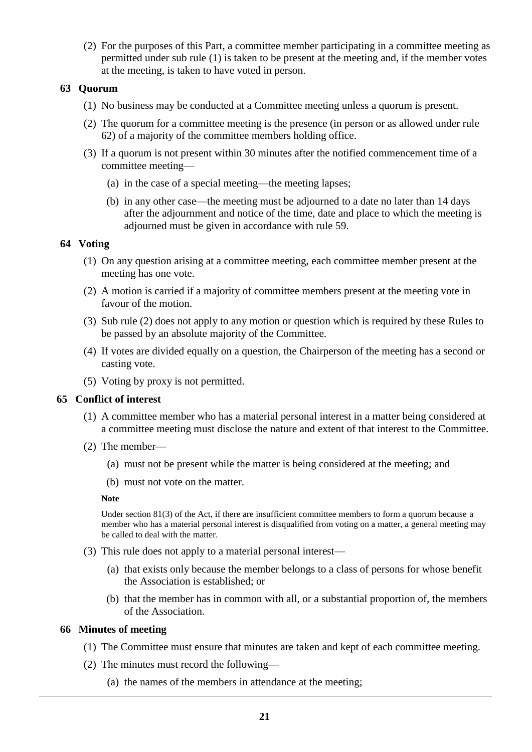(2) For the purposes of this Part, a committee member participating in a committee meeting as permitted under sub rule (1) is taken to be present at the meeting and, if the member votes at the meeting, is taken to have voted in person.

### 63 Quorum

(1) No business may be conducted at a Committee meeting unless a quorum is present.

(2) The quorum for a committee meeting is the presence (in person or as allowed under rule 62) of a majority of the committee members holding office.

(3) If a quorum is not present within 30 minutes after the notified commencement time of a committee meeting—

(a) in the case of a special meeting—the meeting lapses;

(b) in any other case—the meeting must be adjourned to a date no later than 14 days after the adjournment and notice of the time, date and place to which the meeting is adjourned must be given in accordance with rule 59.

### 64 Voting

(1) On any question arising at a committee meeting, each committee member present at the meeting has one vote.

(2) A motion is carried if a majority of committee members present at the meeting vote in favour of the motion.

(3) Sub rule (2) does not apply to any motion or question which is required by these Rules to be passed by an absolute majority of the Committee.

(4) If votes are divided equally on a question, the Chairperson of the meeting has a second or casting vote.

(5) Voting by proxy is not permitted.

### 65 Conflict of interest

(1) A committee member who has a material personal interest in a matter being considered at a committee meeting must disclose the nature and extent of that interest to the Committee.

(2) The member—

(a) must not be present while the matter is being considered at the meeting; and

(b) must not vote on the matter.

**Note**

Under section 81(3) of the Act, if there are insufficient committee members to form a quorum because a member who has a material personal interest is disqualified from voting on a matter, a general meeting may be called to deal with the matter.

(3) This rule does not apply to a material personal interest—

(a) that exists only because the member belongs to a class of persons for whose benefit the Association is established; or

(b) that the member has in common with all, or a substantial proportion of, the members of the Association.

### 66 Minutes of meeting

(1) The Committee must ensure that minutes are taken and kept of each committee meeting.

(2) The minutes must record the following—

(a) the names of the members in attendance at the meeting;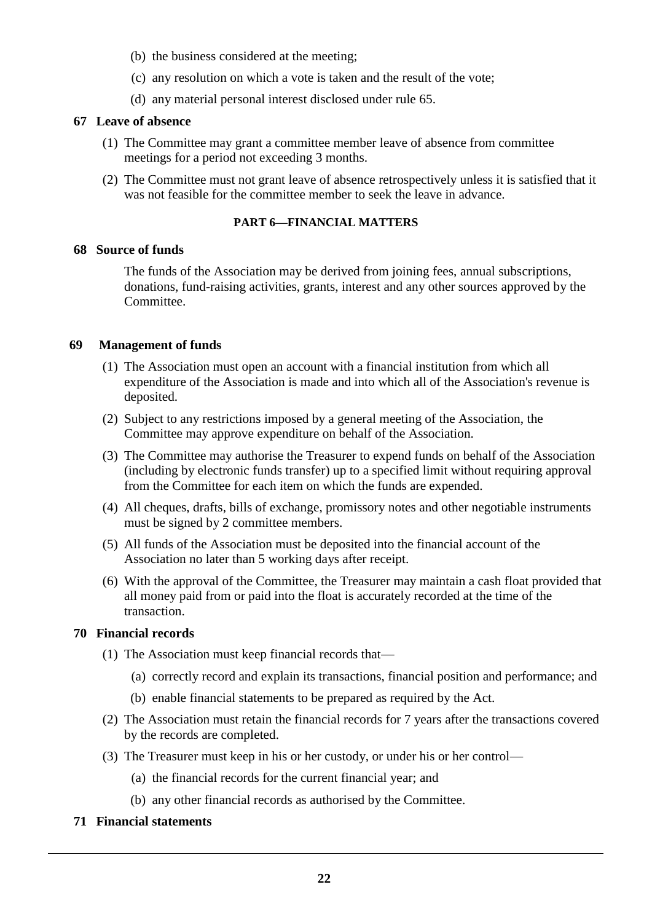(b) the business considered at the meeting;

(c) any resolution on which a vote is taken and the result of the vote;

(d) any material personal interest disclosed under rule 65.

**67 Leave of absence**

(1) The Committee may grant a committee member leave of absence from committee meetings for a period not exceeding 3 months.

(2) The Committee must not grant leave of absence retrospectively unless it is satisfied that it was not feasible for the committee member to seek the leave in advance.

## PART 6—FINANCIAL MATTERS

**68 Source of funds**

The funds of the Association may be derived from joining fees, annual subscriptions, donations, fund-raising activities, grants, interest and any other sources approved by the Committee.

**69 Management of funds**

(1) The Association must open an account with a financial institution from which all expenditure of the Association is made and into which all of the Association's revenue is deposited.

(2) Subject to any restrictions imposed by a general meeting of the Association, the Committee may approve expenditure on behalf of the Association.

(3) The Committee may authorise the Treasurer to expend funds on behalf of the Association (including by electronic funds transfer) up to a specified limit without requiring approval from the Committee for each item on which the funds are expended.

(4) All cheques, drafts, bills of exchange, promissory notes and other negotiable instruments must be signed by 2 committee members.

(5) All funds of the Association must be deposited into the financial account of the Association no later than 5 working days after receipt.

(6) With the approval of the Committee, the Treasurer may maintain a cash float provided that all money paid from or paid into the float is accurately recorded at the time of the transaction.

**70 Financial records**

(1) The Association must keep financial records that—

(a) correctly record and explain its transactions, financial position and performance; and

(b) enable financial statements to be prepared as required by the Act.

(2) The Association must retain the financial records for 7 years after the transactions covered by the records are completed.

(3) The Treasurer must keep in his or her custody, or under his or her control—

(a) the financial records for the current financial year; and

(b) any other financial records as authorised by the Committee.

**71 Financial statements**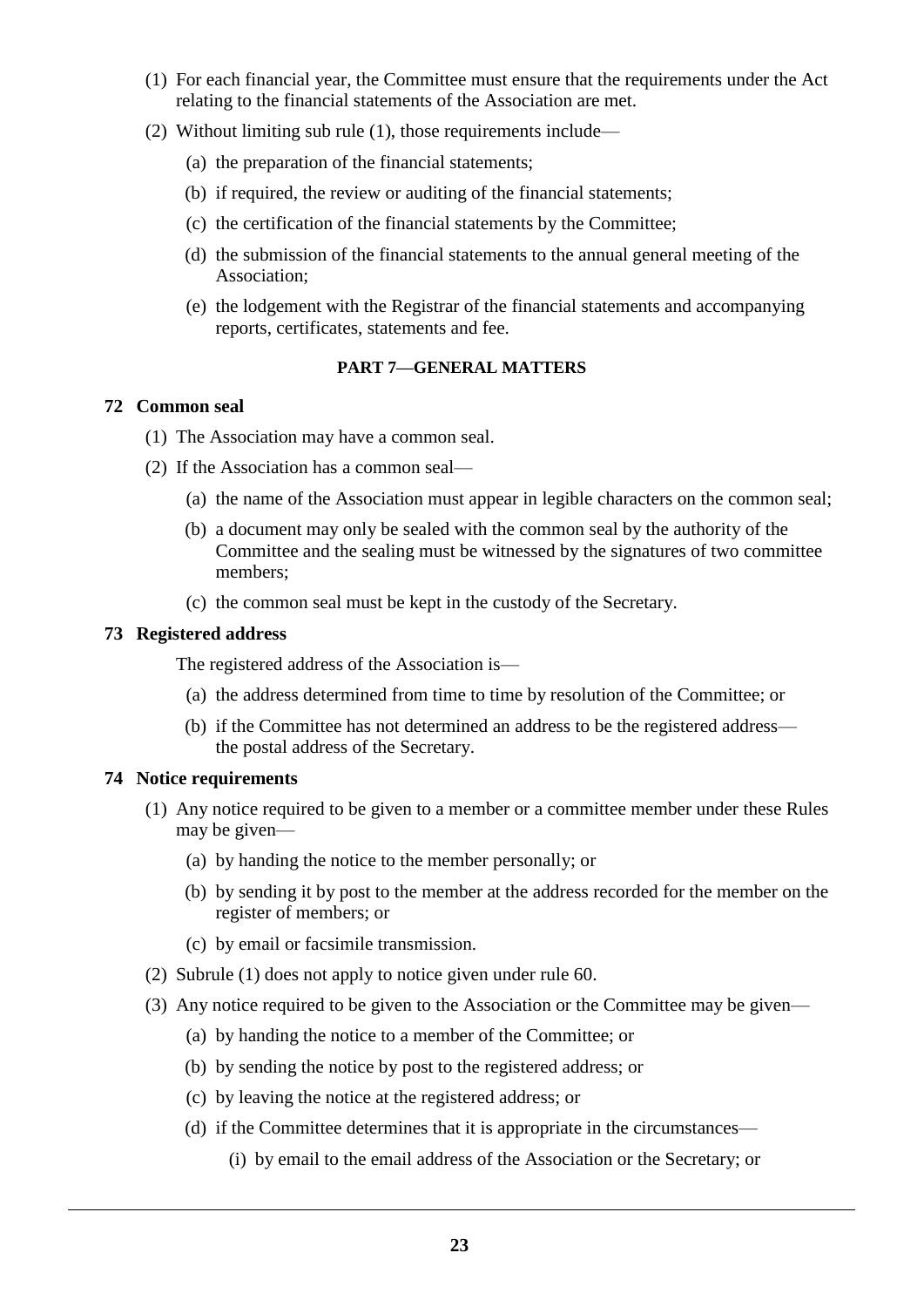(1) For each financial year, the Committee must ensure that the requirements under the Act relating to the financial statements of the Association are met.

(2) Without limiting sub rule (1), those requirements include—

- (a) the preparation of the financial statements;
- (b) if required, the review or auditing of the financial statements;
- (c) the certification of the financial statements by the Committee;
- (d) the submission of the financial statements to the annual general meeting of the Association;
- (e) the lodgement with the Registrar of the financial statements and accompanying reports, certificates, statements and fee.

## PART 7—GENERAL MATTERS

### 72 Common seal

(1) The Association may have a common seal.

(2) If the Association has a common seal—

- (a) the name of the Association must appear in legible characters on the common seal;
- (b) a document may only be sealed with the common seal by the authority of the Committee and the sealing must be witnessed by the signatures of two committee members;
- (c) the common seal must be kept in the custody of the Secretary.

### 73 Registered address

The registered address of the Association is—

- (a) the address determined from time to time by resolution of the Committee; or
- (b) if the Committee has not determined an address to be the registered address—the postal address of the Secretary.

### 74 Notice requirements

(1) Any notice required to be given to a member or a committee member under these Rules may be given—

- (a) by handing the notice to the member personally; or
- (b) by sending it by post to the member at the address recorded for the member on the register of members; or
- (c) by email or facsimile transmission.

(2) Subrule (1) does not apply to notice given under rule 60.

(3) Any notice required to be given to the Association or the Committee may be given—

- (a) by handing the notice to a member of the Committee; or
- (b) by sending the notice by post to the registered address; or
- (c) by leaving the notice at the registered address; or
- (d) if the Committee determines that it is appropriate in the circumstances—
  - (i) by email to the email address of the Association or the Secretary; or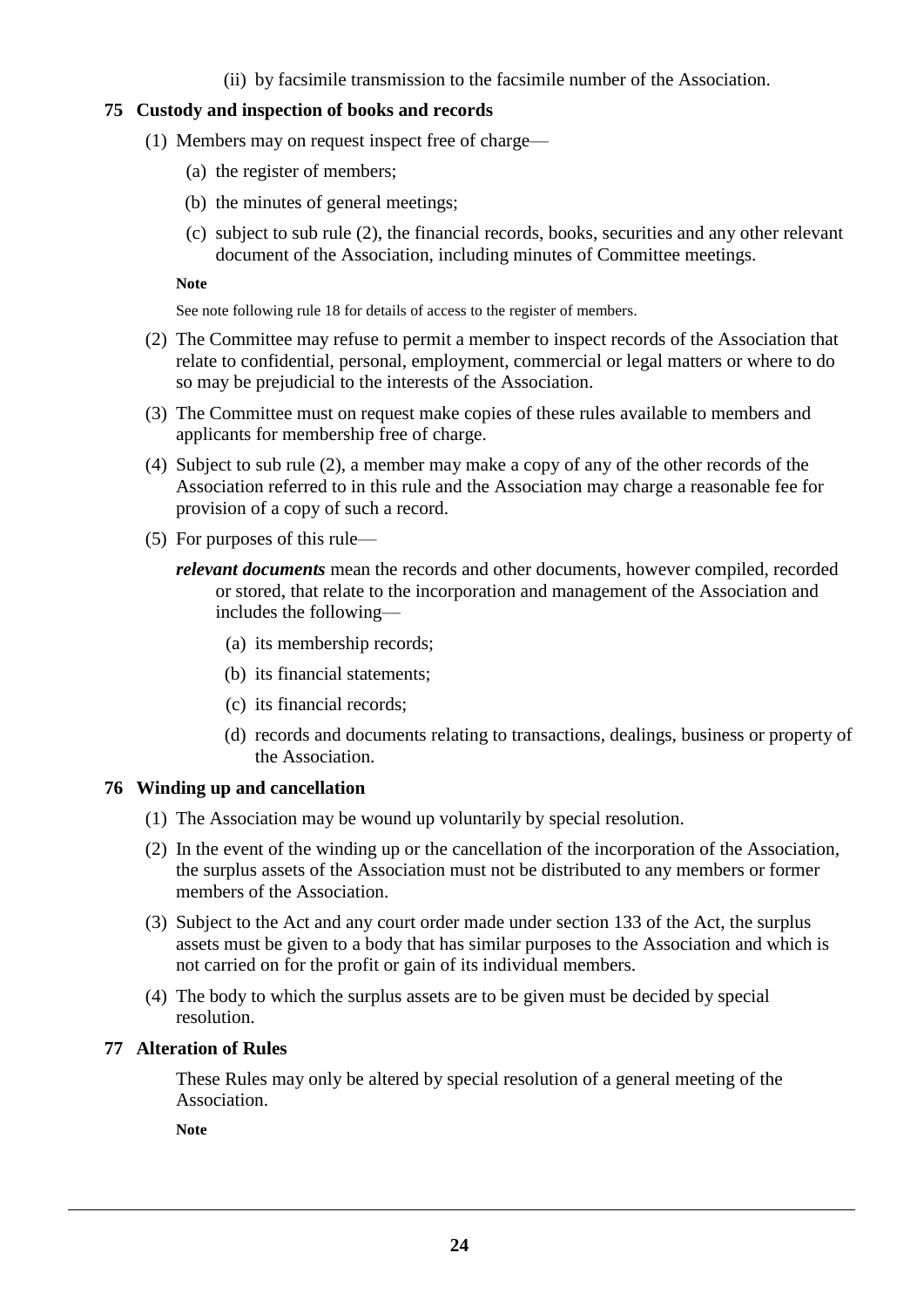(ii) by facsimile transmission to the facsimile number of the Association.

### 75 Custody and inspection of books and records

(1) Members may on request inspect free of charge—

(a) the register of members;

(b) the minutes of general meetings;

(c) subject to sub rule (2), the financial records, books, securities and any other relevant document of the Association, including minutes of Committee meetings.

**Note**

See note following rule 18 for details of access to the register of members.

(2) The Committee may refuse to permit a member to inspect records of the Association that relate to confidential, personal, employment, commercial or legal matters or where to do so may be prejudicial to the interests of the Association.

(3) The Committee must on request make copies of these rules available to members and applicants for membership free of charge.

(4) Subject to sub rule (2), a member may make a copy of any of the other records of the Association referred to in this rule and the Association may charge a reasonable fee for provision of a copy of such a record.

(5) For purposes of this rule—

***relevant documents*** mean the records and other documents, however compiled, recorded or stored, that relate to the incorporation and management of the Association and includes the following—

(a) its membership records;

(b) its financial statements;

(c) its financial records;

(d) records and documents relating to transactions, dealings, business or property of the Association.

### 76 Winding up and cancellation

(1) The Association may be wound up voluntarily by special resolution.

(2) In the event of the winding up or the cancellation of the incorporation of the Association, the surplus assets of the Association must not be distributed to any members or former members of the Association.

(3) Subject to the Act and any court order made under section 133 of the Act, the surplus assets must be given to a body that has similar purposes to the Association and which is not carried on for the profit or gain of its individual members.

(4) The body to which the surplus assets are to be given must be decided by special resolution.

### 77 Alteration of Rules

These Rules may only be altered by special resolution of a general meeting of the Association.

**Note**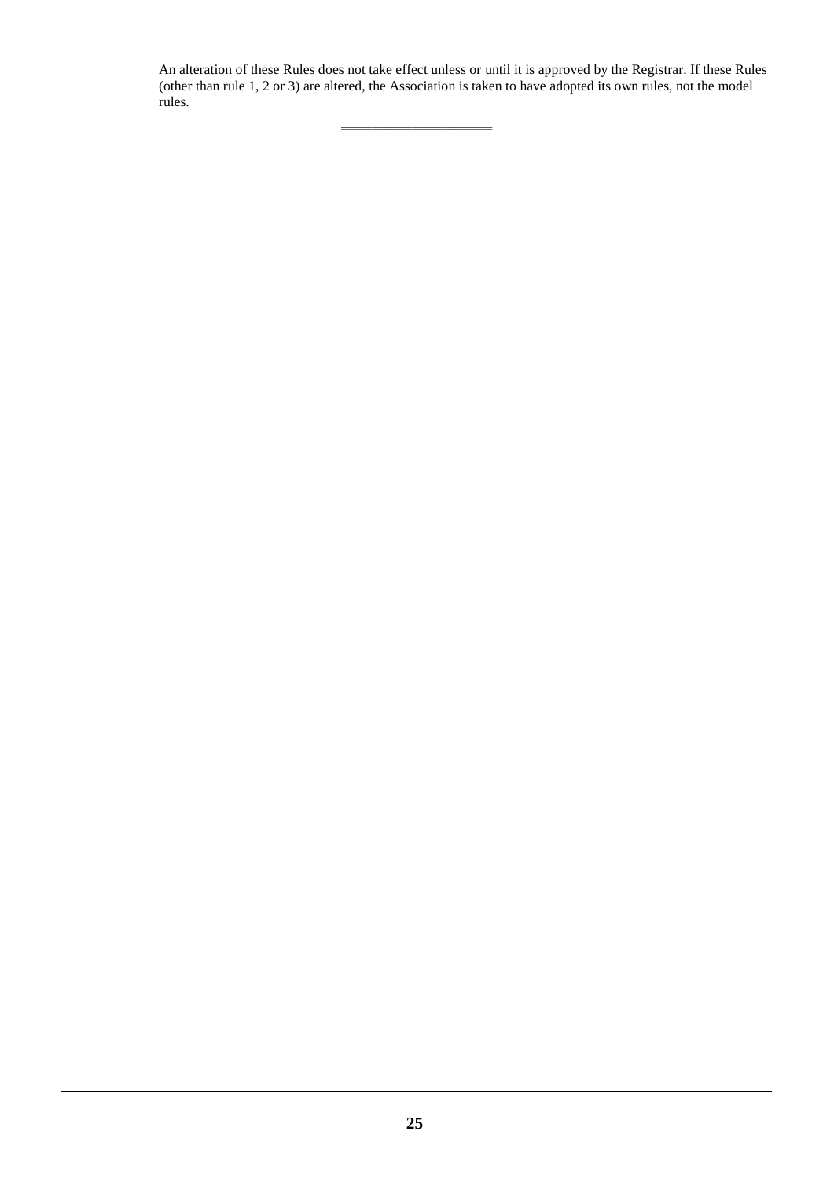An alteration of these Rules does not take effect unless or until it is approved by the Registrar. If these Rules (other than rule 1, 2 or 3) are altered, the Association is taken to have adopted its own rules, not the model rules.

═══════════════